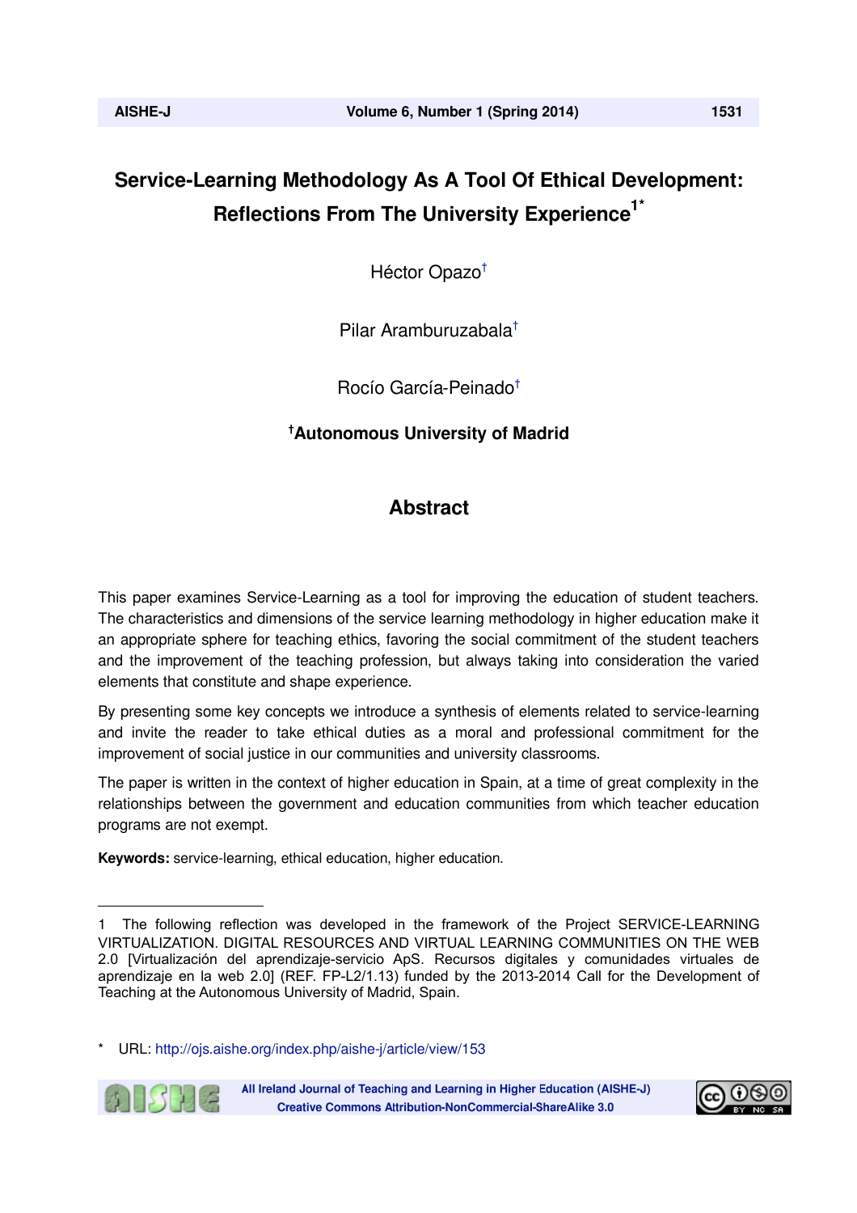# Service-Learning Methodology As A Tool Of Ethical Development: Reflections From The University Experience[1*]

Héctor Opazo[†]

Pilar Aramburuzabala[†]

Rocío García-Peinado[†]

**[†]Autonomous University of Madrid**

## Abstract

This paper examines Service-Learning as a tool for improving the education of student teachers. The characteristics and dimensions of the service learning methodology in higher education make it an appropriate sphere for teaching ethics, favoring the social commitment of the student teachers and the improvement of the teaching profession, but always taking into consideration the varied elements that constitute and shape experience.

By presenting some key concepts we introduce a synthesis of elements related to service-learning and invite the reader to take ethical duties as a moral and professional commitment for the improvement of social justice in our communities and university classrooms.

The paper is written in the context of higher education in Spain, at a time of great complexity in the relationships between the government and education communities from which teacher education programs are not exempt.

**Keywords:** service-learning, ethical education, higher education.

---

1 The following reflection was developed in the framework of the Project SERVICE-LEARNING VIRTUALIZATION. DIGITAL RESOURCES AND VIRTUAL LEARNING COMMUNITIES ON THE WEB 2.0 [Virtualización del aprendizaje-servicio ApS. Recursos digitales y comunidades virtuales de aprendizaje en la web 2.0] (REF. FP-L2/1.13) funded by the 2013-2014 Call for the Development of Teaching at the Autonomous University of Madrid, Spain.

\* URL: http://ojs.aishe.org/index.php/aishe-j/article/view/153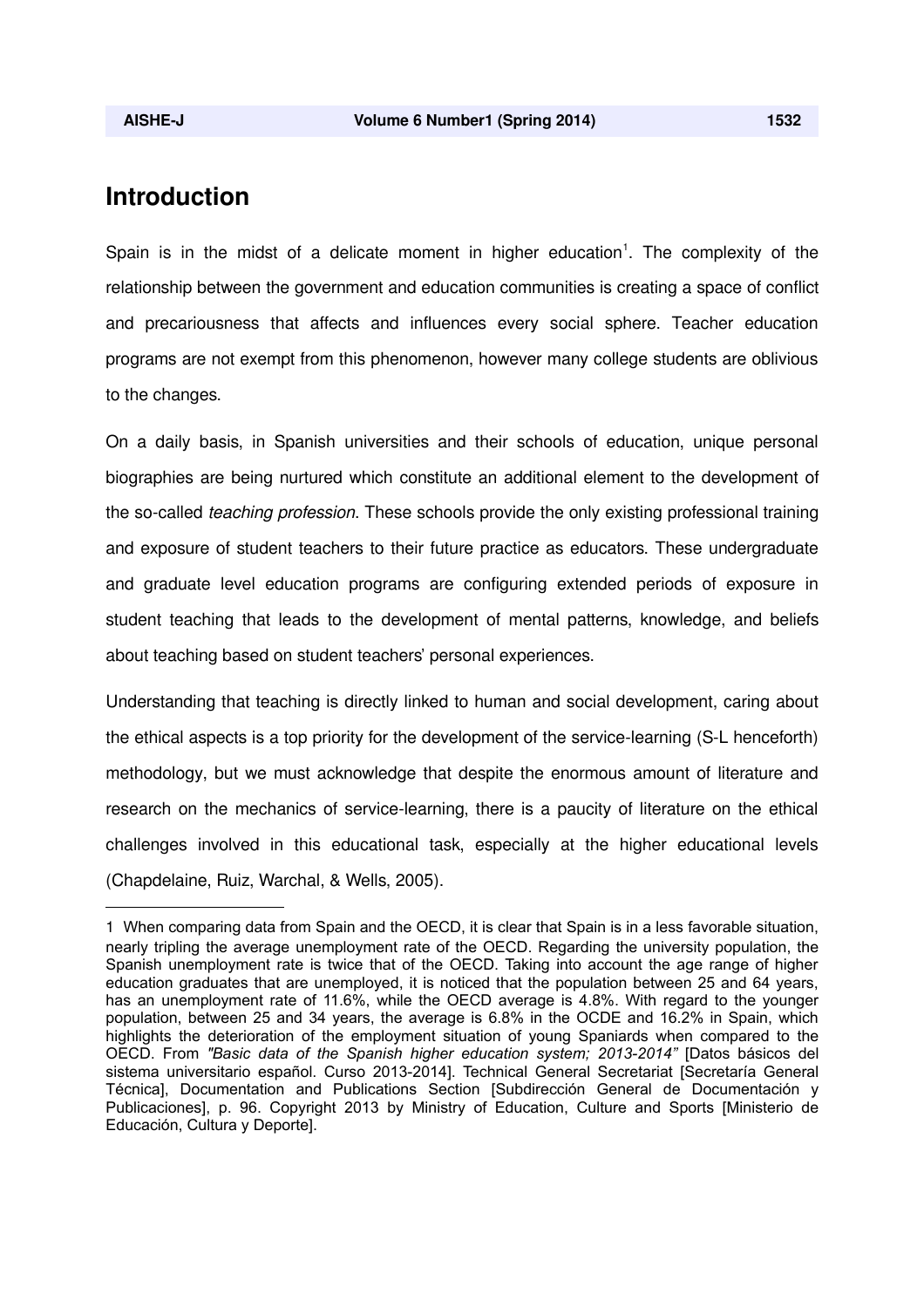# Introduction

Spain is in the midst of a delicate moment in higher education[1]. The complexity of the relationship between the government and education communities is creating a space of conflict and precariousness that affects and influences every social sphere. Teacher education programs are not exempt from this phenomenon, however many college students are oblivious to the changes.

On a daily basis, in Spanish universities and their schools of education, unique personal biographies are being nurtured which constitute an additional element to the development of the so-called *teaching profession*. These schools provide the only existing professional training and exposure of student teachers to their future practice as educators. These undergraduate and graduate level education programs are configuring extended periods of exposure in student teaching that leads to the development of mental patterns, knowledge, and beliefs about teaching based on student teachers' personal experiences.

Understanding that teaching is directly linked to human and social development, caring about the ethical aspects is a top priority for the development of the service-learning (S-L henceforth) methodology, but we must acknowledge that despite the enormous amount of literature and research on the mechanics of service-learning, there is a paucity of literature on the ethical challenges involved in this educational task, especially at the higher educational levels (Chapdelaine, Ruiz, Warchal, & Wells, 2005).

---

1 When comparing data from Spain and the OECD, it is clear that Spain is in a less favorable situation, nearly tripling the average unemployment rate of the OECD. Regarding the university population, the Spanish unemployment rate is twice that of the OECD. Taking into account the age range of higher education graduates that are unemployed, it is noticed that the population between 25 and 64 years, has an unemployment rate of 11.6%, while the OECD average is 4.8%. With regard to the younger population, between 25 and 34 years, the average is 6.8% in the OCDE and 16.2% in Spain, which highlights the deterioration of the employment situation of young Spaniards when compared to the OECD. From *"Basic data of the Spanish higher education system; 2013-2014"* [Datos básicos del sistema universitario español. Curso 2013-2014]. Technical General Secretariat [Secretaría General Técnica], Documentation and Publications Section [Subdirección General de Documentación y Publicaciones], p. 96. Copyright 2013 by Ministry of Education, Culture and Sports [Ministerio de Educación, Cultura y Deporte].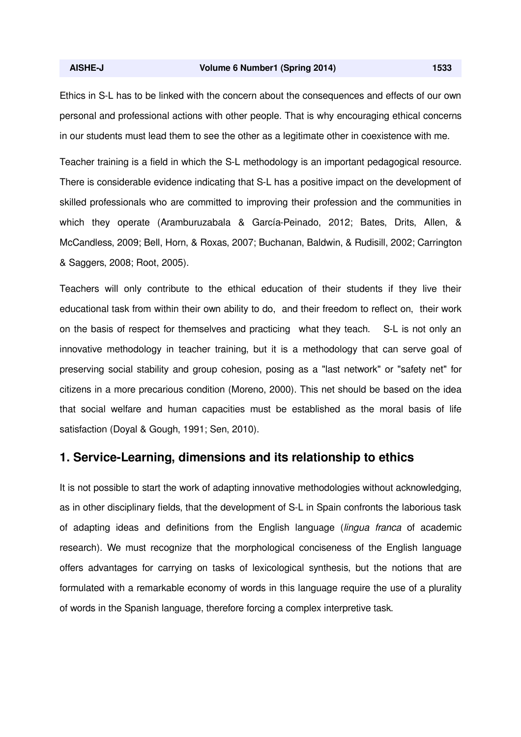Ethics in S-L has to be linked with the concern about the consequences and effects of our own personal and professional actions with other people. That is why encouraging ethical concerns in our students must lead them to see the other as a legitimate other in coexistence with me.

Teacher training is a field in which the S-L methodology is an important pedagogical resource. There is considerable evidence indicating that S-L has a positive impact on the development of skilled professionals who are committed to improving their profession and the communities in which they operate (Aramburuzabala & García-Peinado, 2012; Bates, Drits, Allen, & McCandless, 2009; Bell, Horn, & Roxas, 2007; Buchanan, Baldwin, & Rudisill, 2002; Carrington & Saggers, 2008; Root, 2005).

Teachers will only contribute to the ethical education of their students if they live their educational task from within their own ability to do, and their freedom to reflect on, their work on the basis of respect for themselves and practicing what they teach. S-L is not only an innovative methodology in teacher training, but it is a methodology that can serve goal of preserving social stability and group cohesion, posing as a "last network" or "safety net" for citizens in a more precarious condition (Moreno, 2000). This net should be based on the idea that social welfare and human capacities must be established as the moral basis of life satisfaction (Doyal & Gough, 1991; Sen, 2010).

## 1. Service-Learning, dimensions and its relationship to ethics

It is not possible to start the work of adapting innovative methodologies without acknowledging, as in other disciplinary fields, that the development of S-L in Spain confronts the laborious task of adapting ideas and definitions from the English language (*lingua franca* of academic research). We must recognize that the morphological conciseness of the English language offers advantages for carrying on tasks of lexicological synthesis, but the notions that are formulated with a remarkable economy of words in this language require the use of a plurality of words in the Spanish language, therefore forcing a complex interpretive task.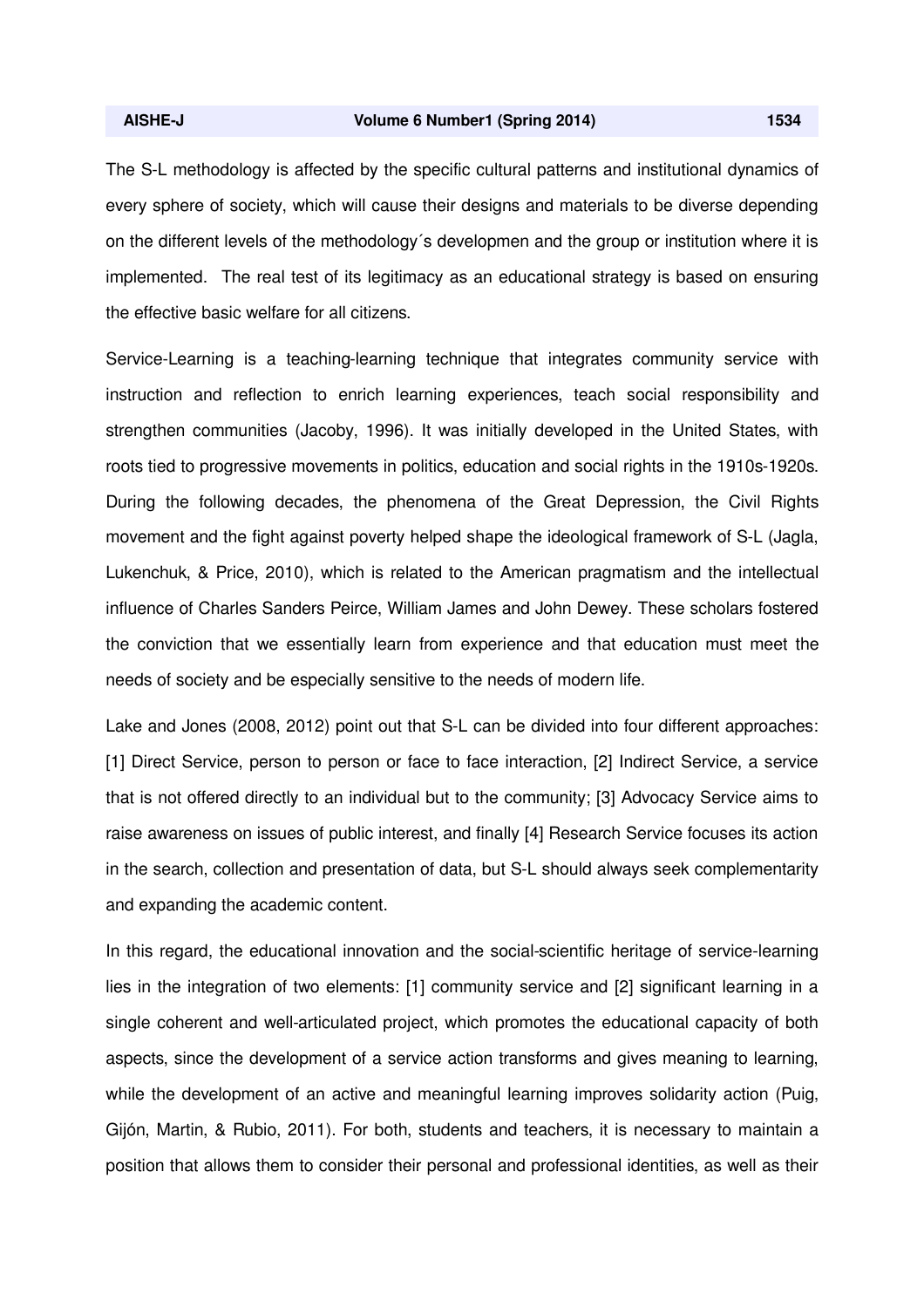The S-L methodology is affected by the specific cultural patterns and institutional dynamics of every sphere of society, which will cause their designs and materials to be diverse depending on the different levels of the methodology´s developmen and the group or institution where it is implemented. The real test of its legitimacy as an educational strategy is based on ensuring the effective basic welfare for all citizens.

Service-Learning is a teaching-learning technique that integrates community service with instruction and reflection to enrich learning experiences, teach social responsibility and strengthen communities (Jacoby, 1996). It was initially developed in the United States, with roots tied to progressive movements in politics, education and social rights in the 1910s-1920s. During the following decades, the phenomena of the Great Depression, the Civil Rights movement and the fight against poverty helped shape the ideological framework of S-L (Jagla, Lukenchuk, & Price, 2010), which is related to the American pragmatism and the intellectual influence of Charles Sanders Peirce, William James and John Dewey. These scholars fostered the conviction that we essentially learn from experience and that education must meet the needs of society and be especially sensitive to the needs of modern life.

Lake and Jones (2008, 2012) point out that S-L can be divided into four different approaches: [1] Direct Service, person to person or face to face interaction, [2] Indirect Service, a service that is not offered directly to an individual but to the community; [3] Advocacy Service aims to raise awareness on issues of public interest, and finally [4] Research Service focuses its action in the search, collection and presentation of data, but S-L should always seek complementarity and expanding the academic content.

In this regard, the educational innovation and the social-scientific heritage of service-learning lies in the integration of two elements: [1] community service and [2] significant learning in a single coherent and well-articulated project, which promotes the educational capacity of both aspects, since the development of a service action transforms and gives meaning to learning, while the development of an active and meaningful learning improves solidarity action (Puig, Gijón, Martin, & Rubio, 2011). For both, students and teachers, it is necessary to maintain a position that allows them to consider their personal and professional identities, as well as their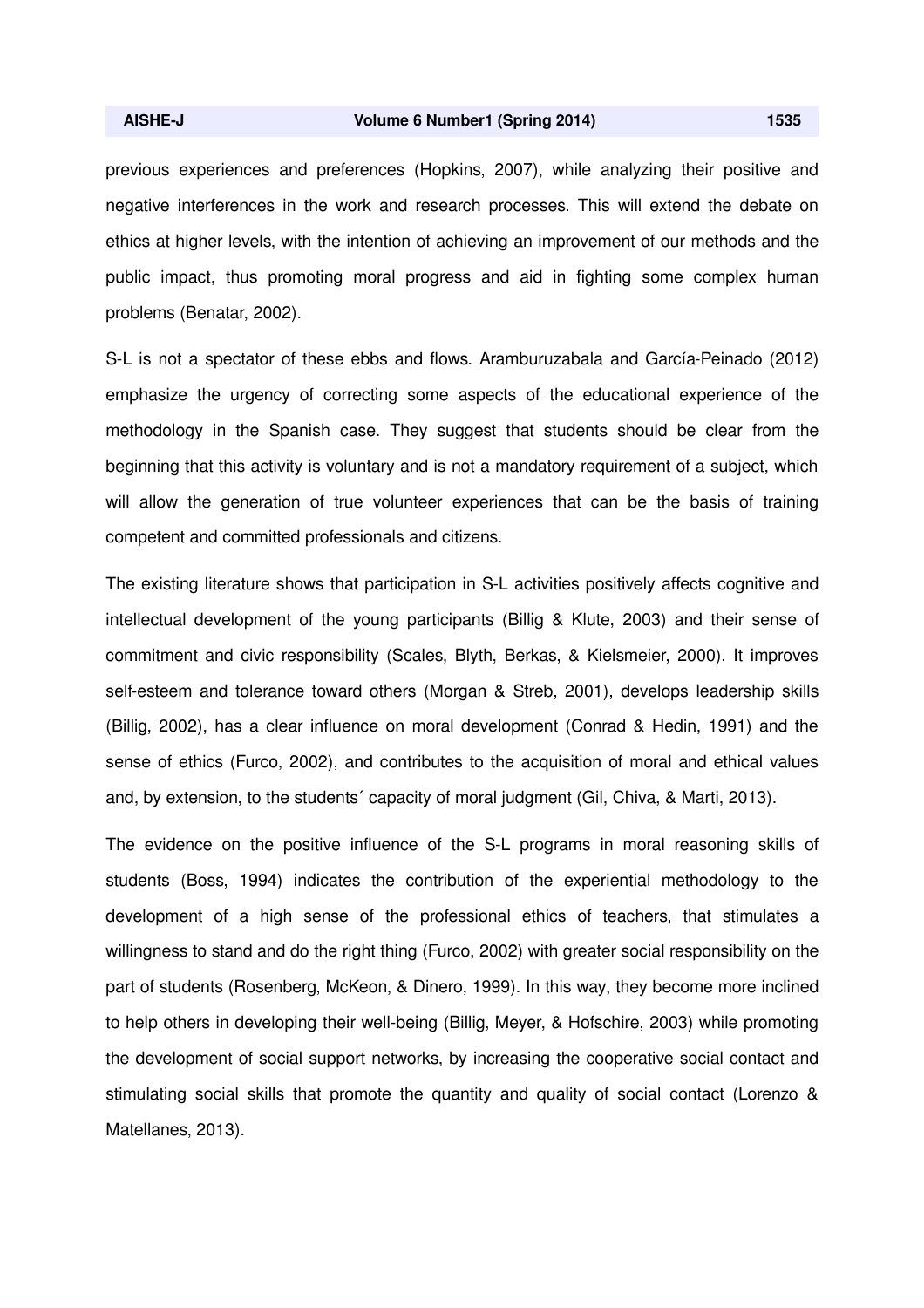previous experiences and preferences (Hopkins, 2007), while analyzing their positive and negative interferences in the work and research processes. This will extend the debate on ethics at higher levels, with the intention of achieving an improvement of our methods and the public impact, thus promoting moral progress and aid in fighting some complex human problems (Benatar, 2002).

S-L is not a spectator of these ebbs and flows. Aramburuzabala and García-Peinado (2012) emphasize the urgency of correcting some aspects of the educational experience of the methodology in the Spanish case. They suggest that students should be clear from the beginning that this activity is voluntary and is not a mandatory requirement of a subject, which will allow the generation of true volunteer experiences that can be the basis of training competent and committed professionals and citizens.

The existing literature shows that participation in S-L activities positively affects cognitive and intellectual development of the young participants (Billig & Klute, 2003) and their sense of commitment and civic responsibility (Scales, Blyth, Berkas, & Kielsmeier, 2000). It improves self-esteem and tolerance toward others (Morgan & Streb, 2001), develops leadership skills (Billig, 2002), has a clear influence on moral development (Conrad & Hedin, 1991) and the sense of ethics (Furco, 2002), and contributes to the acquisition of moral and ethical values and, by extension, to the students´ capacity of moral judgment (Gil, Chiva, & Marti, 2013).

The evidence on the positive influence of the S-L programs in moral reasoning skills of students (Boss, 1994) indicates the contribution of the experiential methodology to the development of a high sense of the professional ethics of teachers, that stimulates a willingness to stand and do the right thing (Furco, 2002) with greater social responsibility on the part of students (Rosenberg, McKeon, & Dinero, 1999). In this way, they become more inclined to help others in developing their well-being (Billig, Meyer, & Hofschire, 2003) while promoting the development of social support networks, by increasing the cooperative social contact and stimulating social skills that promote the quantity and quality of social contact (Lorenzo & Matellanes, 2013).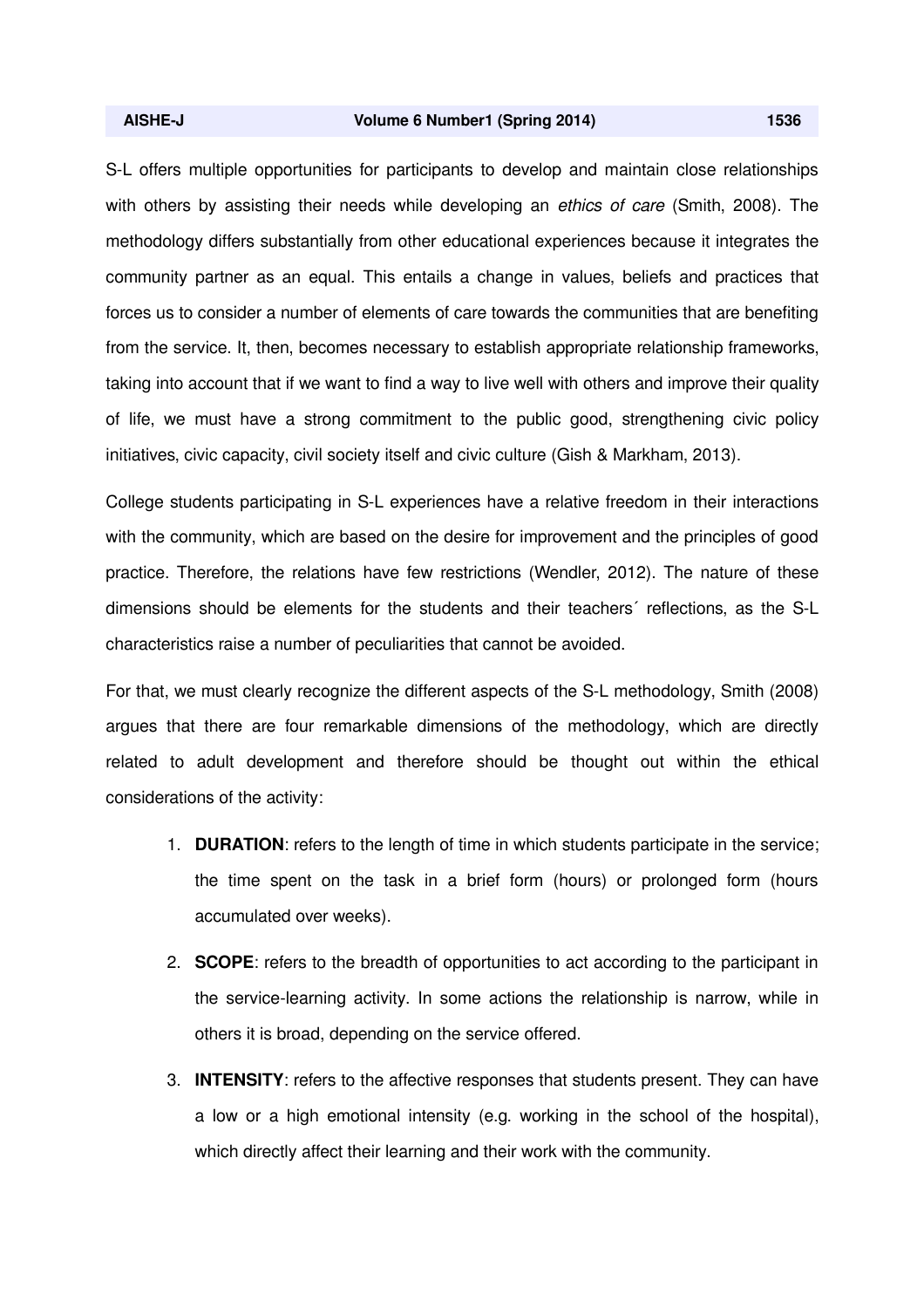S-L offers multiple opportunities for participants to develop and maintain close relationships with others by assisting their needs while developing an *ethics of care* (Smith, 2008). The methodology differs substantially from other educational experiences because it integrates the community partner as an equal. This entails a change in values, beliefs and practices that forces us to consider a number of elements of care towards the communities that are benefiting from the service. It, then, becomes necessary to establish appropriate relationship frameworks, taking into account that if we want to find a way to live well with others and improve their quality of life, we must have a strong commitment to the public good, strengthening civic policy initiatives, civic capacity, civil society itself and civic culture (Gish & Markham, 2013).

College students participating in S-L experiences have a relative freedom in their interactions with the community, which are based on the desire for improvement and the principles of good practice. Therefore, the relations have few restrictions (Wendler, 2012). The nature of these dimensions should be elements for the students and their teachers´ reflections, as the S-L characteristics raise a number of peculiarities that cannot be avoided.

For that, we must clearly recognize the different aspects of the S-L methodology, Smith (2008) argues that there are four remarkable dimensions of the methodology, which are directly related to adult development and therefore should be thought out within the ethical considerations of the activity:

1. **DURATION**: refers to the length of time in which students participate in the service; the time spent on the task in a brief form (hours) or prolonged form (hours accumulated over weeks).
2. **SCOPE**: refers to the breadth of opportunities to act according to the participant in the service-learning activity. In some actions the relationship is narrow, while in others it is broad, depending on the service offered.
3. **INTENSITY**: refers to the affective responses that students present. They can have a low or a high emotional intensity (e.g. working in the school of the hospital), which directly affect their learning and their work with the community.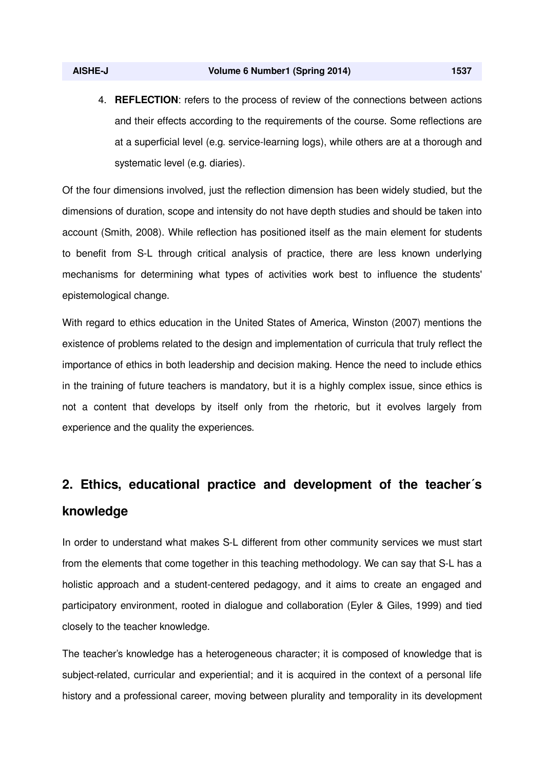4. **REFLECTION**: refers to the process of review of the connections between actions and their effects according to the requirements of the course. Some reflections are at a superficial level (e.g. service-learning logs), while others are at a thorough and systematic level (e.g. diaries).

Of the four dimensions involved, just the reflection dimension has been widely studied, but the dimensions of duration, scope and intensity do not have depth studies and should be taken into account (Smith, 2008). While reflection has positioned itself as the main element for students to benefit from S-L through critical analysis of practice, there are less known underlying mechanisms for determining what types of activities work best to influence the students' epistemological change.

With regard to ethics education in the United States of America, Winston (2007) mentions the existence of problems related to the design and implementation of curricula that truly reflect the importance of ethics in both leadership and decision making. Hence the need to include ethics in the training of future teachers is mandatory, but it is a highly complex issue, since ethics is not a content that develops by itself only from the rhetoric, but it evolves largely from experience and the quality the experiences.

## 2. Ethics, educational practice and development of the teacher´s knowledge

In order to understand what makes S-L different from other community services we must start from the elements that come together in this teaching methodology. We can say that S-L has a holistic approach and a student-centered pedagogy, and it aims to create an engaged and participatory environment, rooted in dialogue and collaboration (Eyler & Giles, 1999) and tied closely to the teacher knowledge.

The teacher's knowledge has a heterogeneous character; it is composed of knowledge that is subject-related, curricular and experiential; and it is acquired in the context of a personal life history and a professional career, moving between plurality and temporality in its development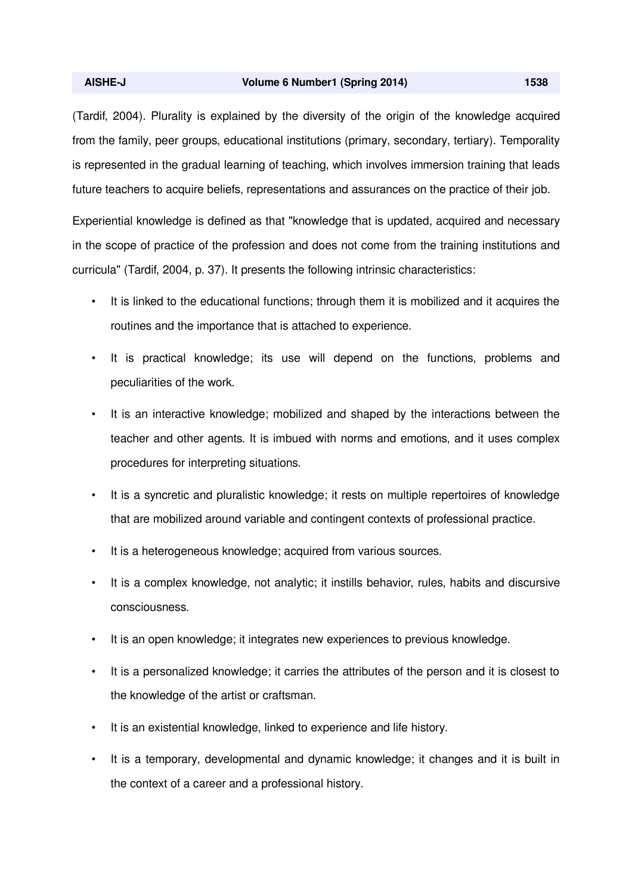(Tardif, 2004). Plurality is explained by the diversity of the origin of the knowledge acquired from the family, peer groups, educational institutions (primary, secondary, tertiary). Temporality is represented in the gradual learning of teaching, which involves immersion training that leads future teachers to acquire beliefs, representations and assurances on the practice of their job.

Experiential knowledge is defined as that "knowledge that is updated, acquired and necessary in the scope of practice of the profession and does not come from the training institutions and curricula" (Tardif, 2004, p. 37). It presents the following intrinsic characteristics:

- It is linked to the educational functions; through them it is mobilized and it acquires the routines and the importance that is attached to experience.
- It is practical knowledge; its use will depend on the functions, problems and peculiarities of the work.
- It is an interactive knowledge; mobilized and shaped by the interactions between the teacher and other agents. It is imbued with norms and emotions, and it uses complex procedures for interpreting situations.
- It is a syncretic and pluralistic knowledge; it rests on multiple repertoires of knowledge that are mobilized around variable and contingent contexts of professional practice.
- It is a heterogeneous knowledge; acquired from various sources.
- It is a complex knowledge, not analytic; it instills behavior, rules, habits and discursive consciousness.
- It is an open knowledge; it integrates new experiences to previous knowledge.
- It is a personalized knowledge; it carries the attributes of the person and it is closest to the knowledge of the artist or craftsman.
- It is an existential knowledge, linked to experience and life history.
- It is a temporary, developmental and dynamic knowledge; it changes and it is built in the context of a career and a professional history.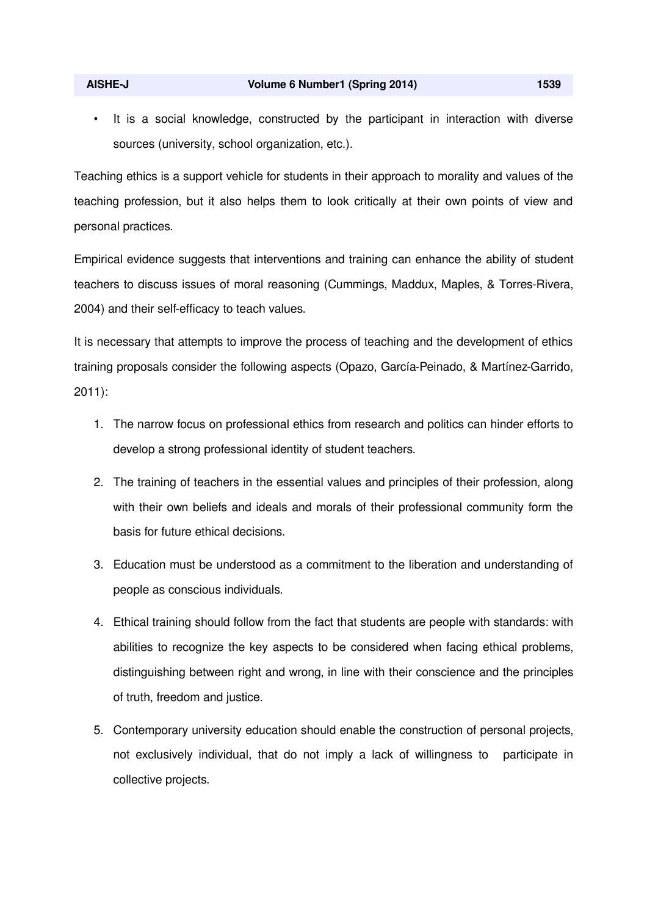- It is a social knowledge, constructed by the participant in interaction with diverse sources (university, school organization, etc.).

Teaching ethics is a support vehicle for students in their approach to morality and values of the teaching profession, but it also helps them to look critically at their own points of view and personal practices.

Empirical evidence suggests that interventions and training can enhance the ability of student teachers to discuss issues of moral reasoning (Cummings, Maddux, Maples, & Torres-Rivera, 2004) and their self-efficacy to teach values.

It is necessary that attempts to improve the process of teaching and the development of ethics training proposals consider the following aspects (Opazo, García-Peinado, & Martínez-Garrido, 2011):

1. The narrow focus on professional ethics from research and politics can hinder efforts to develop a strong professional identity of student teachers.
2. The training of teachers in the essential values and principles of their profession, along with their own beliefs and ideals and morals of their professional community form the basis for future ethical decisions.
3. Education must be understood as a commitment to the liberation and understanding of people as conscious individuals.
4. Ethical training should follow from the fact that students are people with standards: with abilities to recognize the key aspects to be considered when facing ethical problems, distinguishing between right and wrong, in line with their conscience and the principles of truth, freedom and justice.
5. Contemporary university education should enable the construction of personal projects, not exclusively individual, that do not imply a lack of willingness to participate in collective projects.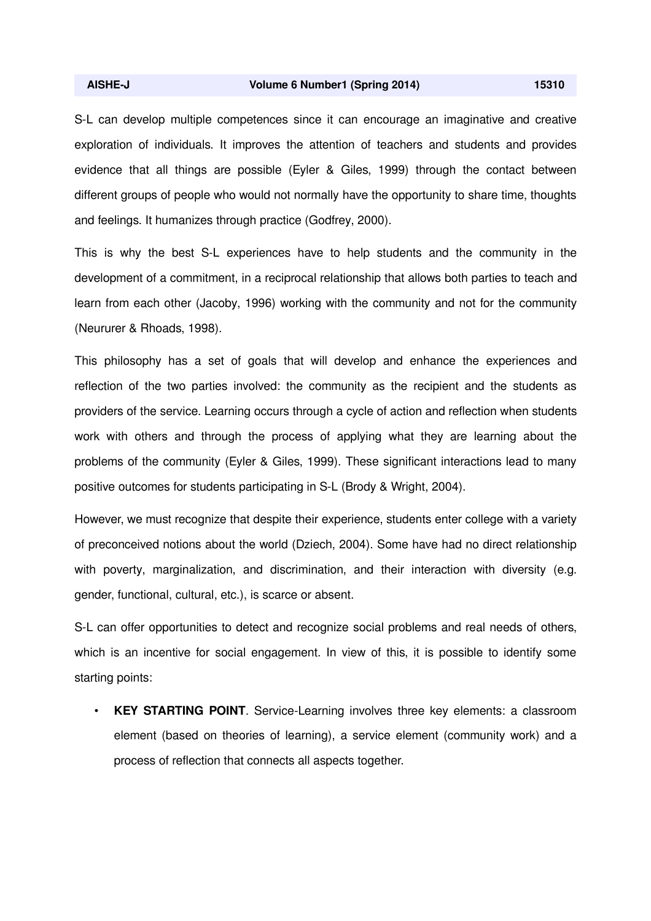S-L can develop multiple competences since it can encourage an imaginative and creative exploration of individuals. It improves the attention of teachers and students and provides evidence that all things are possible (Eyler & Giles, 1999) through the contact between different groups of people who would not normally have the opportunity to share time, thoughts and feelings. It humanizes through practice (Godfrey, 2000).

This is why the best S-L experiences have to help students and the community in the development of a commitment, in a reciprocal relationship that allows both parties to teach and learn from each other (Jacoby, 1996) working with the community and not for the community (Neururer & Rhoads, 1998).

This philosophy has a set of goals that will develop and enhance the experiences and reflection of the two parties involved: the community as the recipient and the students as providers of the service. Learning occurs through a cycle of action and reflection when students work with others and through the process of applying what they are learning about the problems of the community (Eyler & Giles, 1999). These significant interactions lead to many positive outcomes for students participating in S-L (Brody & Wright, 2004).

However, we must recognize that despite their experience, students enter college with a variety of preconceived notions about the world (Dziech, 2004). Some have had no direct relationship with poverty, marginalization, and discrimination, and their interaction with diversity (e.g. gender, functional, cultural, etc.), is scarce or absent.

S-L can offer opportunities to detect and recognize social problems and real needs of others, which is an incentive for social engagement. In view of this, it is possible to identify some starting points:

- **KEY STARTING POINT**. Service-Learning involves three key elements: a classroom element (based on theories of learning), a service element (community work) and a process of reflection that connects all aspects together.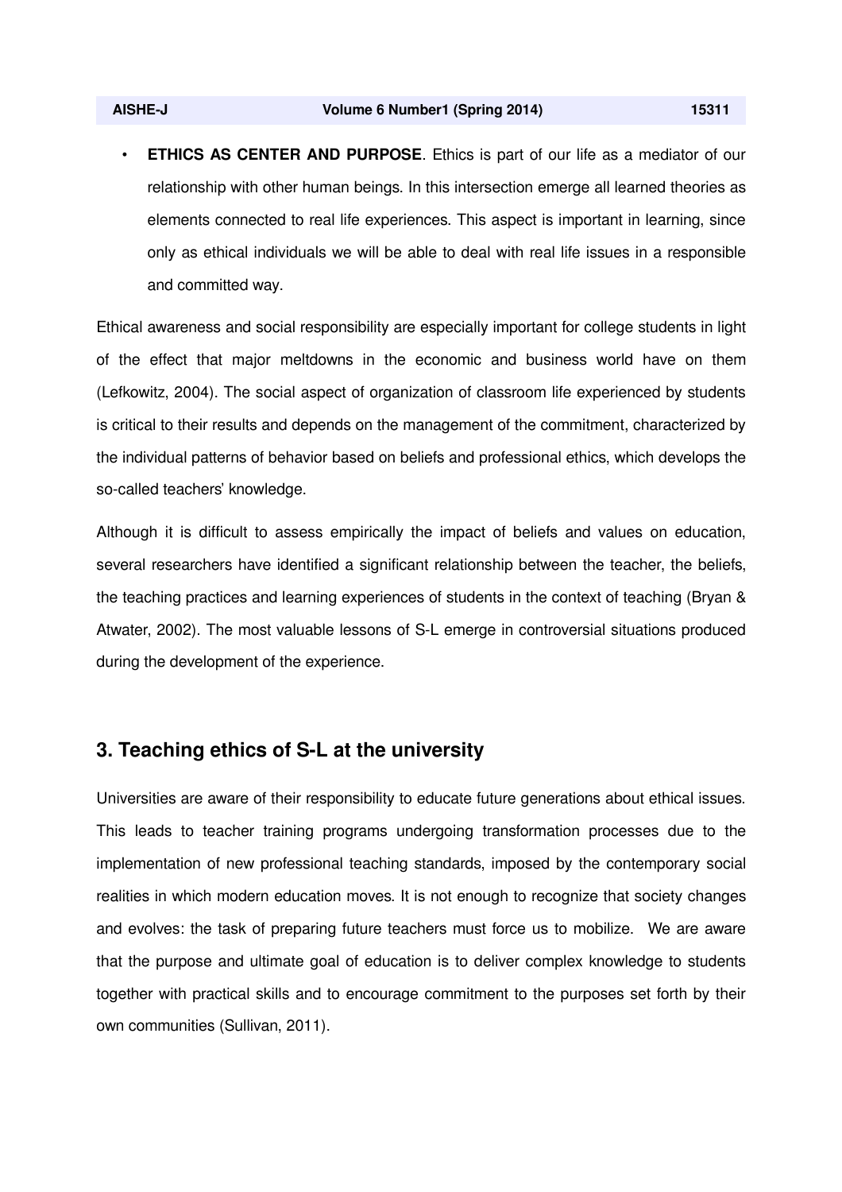- **ETHICS AS CENTER AND PURPOSE**. Ethics is part of our life as a mediator of our relationship with other human beings. In this intersection emerge all learned theories as elements connected to real life experiences. This aspect is important in learning, since only as ethical individuals we will be able to deal with real life issues in a responsible and committed way.

Ethical awareness and social responsibility are especially important for college students in light of the effect that major meltdowns in the economic and business world have on them (Lefkowitz, 2004). The social aspect of organization of classroom life experienced by students is critical to their results and depends on the management of the commitment, characterized by the individual patterns of behavior based on beliefs and professional ethics, which develops the so-called teachers' knowledge.

Although it is difficult to assess empirically the impact of beliefs and values on education, several researchers have identified a significant relationship between the teacher, the beliefs, the teaching practices and learning experiences of students in the context of teaching (Bryan & Atwater, 2002). The most valuable lessons of S-L emerge in controversial situations produced during the development of the experience.

## 3. Teaching ethics of S-L at the university

Universities are aware of their responsibility to educate future generations about ethical issues. This leads to teacher training programs undergoing transformation processes due to the implementation of new professional teaching standards, imposed by the contemporary social realities in which modern education moves. It is not enough to recognize that society changes and evolves: the task of preparing future teachers must force us to mobilize. We are aware that the purpose and ultimate goal of education is to deliver complex knowledge to students together with practical skills and to encourage commitment to the purposes set forth by their own communities (Sullivan, 2011).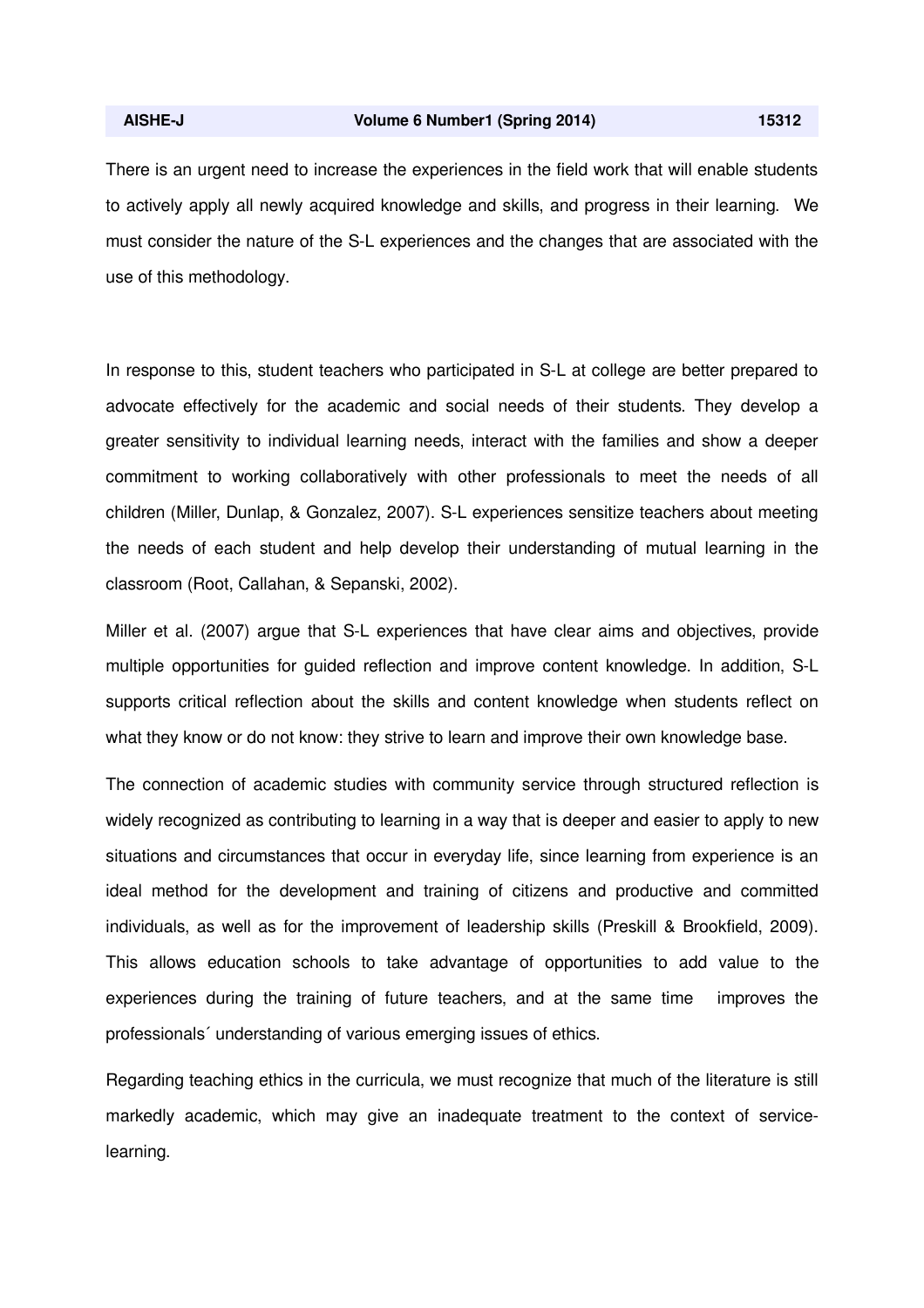There is an urgent need to increase the experiences in the field work that will enable students to actively apply all newly acquired knowledge and skills, and progress in their learning. We must consider the nature of the S-L experiences and the changes that are associated with the use of this methodology.

In response to this, student teachers who participated in S-L at college are better prepared to advocate effectively for the academic and social needs of their students. They develop a greater sensitivity to individual learning needs, interact with the families and show a deeper commitment to working collaboratively with other professionals to meet the needs of all children (Miller, Dunlap, & Gonzalez, 2007). S-L experiences sensitize teachers about meeting the needs of each student and help develop their understanding of mutual learning in the classroom (Root, Callahan, & Sepanski, 2002).

Miller et al. (2007) argue that S-L experiences that have clear aims and objectives, provide multiple opportunities for guided reflection and improve content knowledge. In addition, S-L supports critical reflection about the skills and content knowledge when students reflect on what they know or do not know: they strive to learn and improve their own knowledge base.

The connection of academic studies with community service through structured reflection is widely recognized as contributing to learning in a way that is deeper and easier to apply to new situations and circumstances that occur in everyday life, since learning from experience is an ideal method for the development and training of citizens and productive and committed individuals, as well as for the improvement of leadership skills (Preskill & Brookfield, 2009). This allows education schools to take advantage of opportunities to add value to the experiences during the training of future teachers, and at the same time improves the professionals´ understanding of various emerging issues of ethics.

Regarding teaching ethics in the curricula, we must recognize that much of the literature is still markedly academic, which may give an inadequate treatment to the context of service-learning.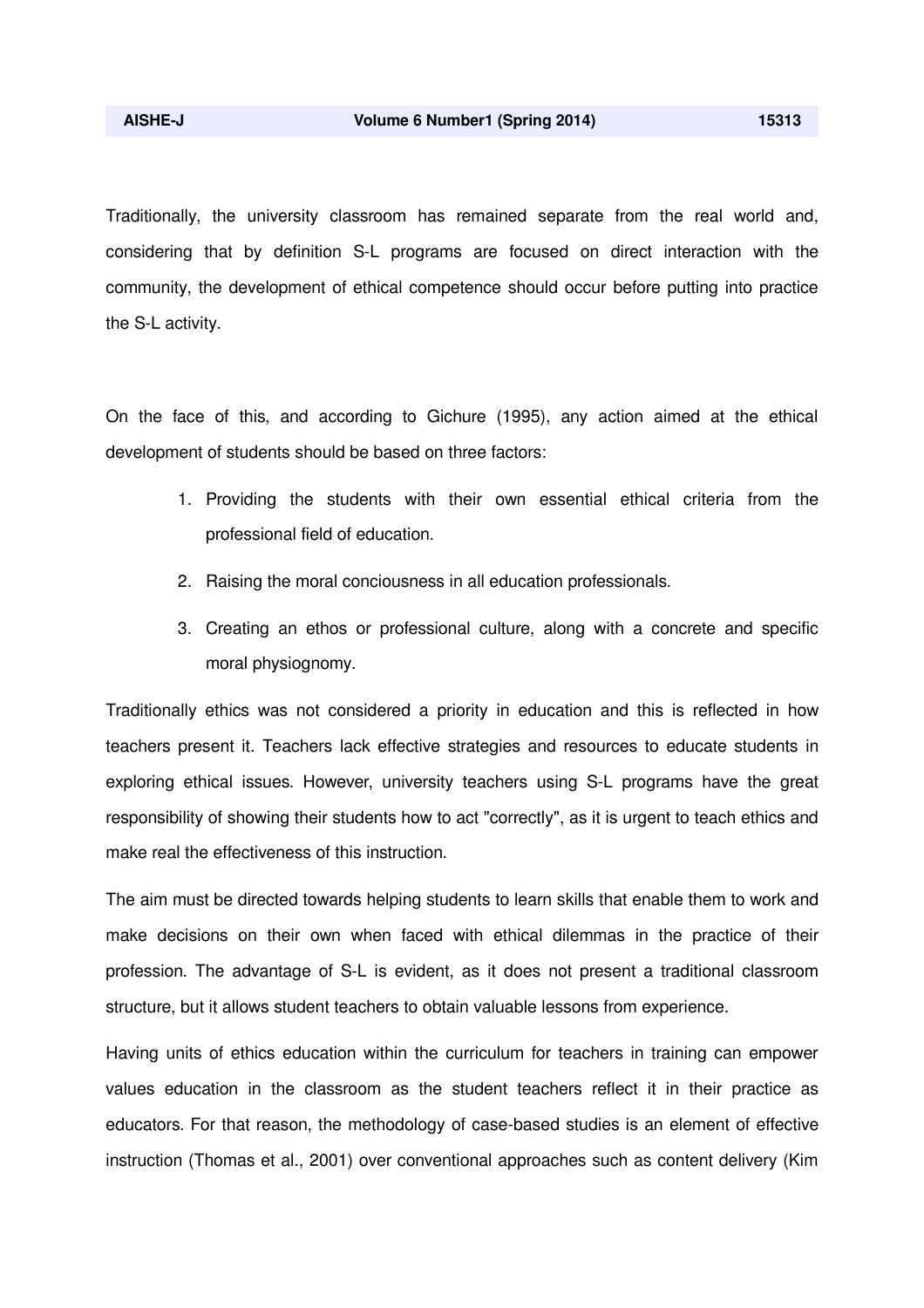Traditionally, the university classroom has remained separate from the real world and, considering that by definition S-L programs are focused on direct interaction with the community, the development of ethical competence should occur before putting into practice the S-L activity.

On the face of this, and according to Gichure (1995), any action aimed at the ethical development of students should be based on three factors:

1. Providing the students with their own essential ethical criteria from the professional field of education.
2. Raising the moral conciousness in all education professionals.
3. Creating an ethos or professional culture, along with a concrete and specific moral physiognomy.

Traditionally ethics was not considered a priority in education and this is reflected in how teachers present it. Teachers lack effective strategies and resources to educate students in exploring ethical issues. However, university teachers using S-L programs have the great responsibility of showing their students how to act "correctly", as it is urgent to teach ethics and make real the effectiveness of this instruction.

The aim must be directed towards helping students to learn skills that enable them to work and make decisions on their own when faced with ethical dilemmas in the practice of their profession. The advantage of S-L is evident, as it does not present a traditional classroom structure, but it allows student teachers to obtain valuable lessons from experience.

Having units of ethics education within the curriculum for teachers in training can empower values education in the classroom as the student teachers reflect it in their practice as educators. For that reason, the methodology of case-based studies is an element of effective instruction (Thomas et al., 2001) over conventional approaches such as content delivery (Kim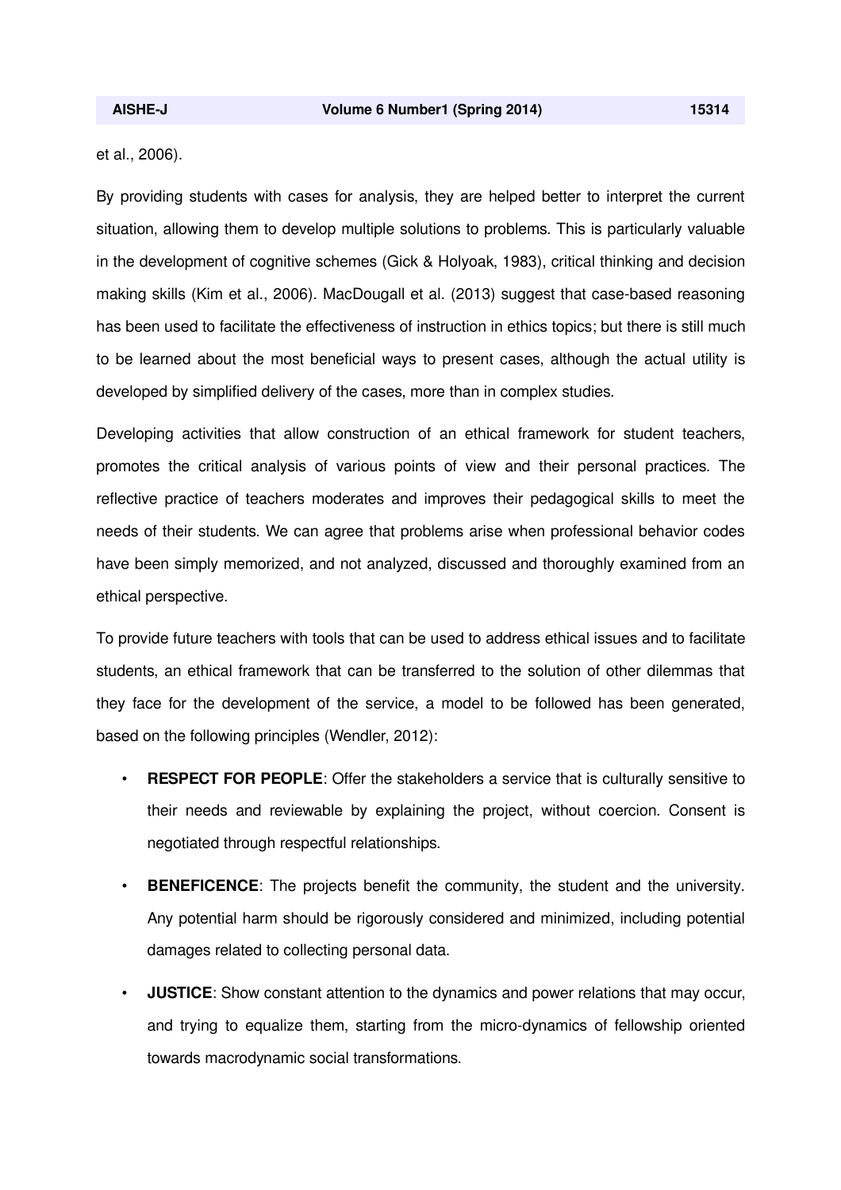et al., 2006).

By providing students with cases for analysis, they are helped better to interpret the current situation, allowing them to develop multiple solutions to problems. This is particularly valuable in the development of cognitive schemes (Gick & Holyoak, 1983), critical thinking and decision making skills (Kim et al., 2006). MacDougall et al. (2013) suggest that case-based reasoning has been used to facilitate the effectiveness of instruction in ethics topics; but there is still much to be learned about the most beneficial ways to present cases, although the actual utility is developed by simplified delivery of the cases, more than in complex studies.

Developing activities that allow construction of an ethical framework for student teachers, promotes the critical analysis of various points of view and their personal practices. The reflective practice of teachers moderates and improves their pedagogical skills to meet the needs of their students. We can agree that problems arise when professional behavior codes have been simply memorized, and not analyzed, discussed and thoroughly examined from an ethical perspective.

To provide future teachers with tools that can be used to address ethical issues and to facilitate students, an ethical framework that can be transferred to the solution of other dilemmas that they face for the development of the service, a model to be followed has been generated, based on the following principles (Wendler, 2012):

- **RESPECT FOR PEOPLE**: Offer the stakeholders a service that is culturally sensitive to their needs and reviewable by explaining the project, without coercion. Consent is negotiated through respectful relationships.
- **BENEFICENCE**: The projects benefit the community, the student and the university. Any potential harm should be rigorously considered and minimized, including potential damages related to collecting personal data.
- **JUSTICE**: Show constant attention to the dynamics and power relations that may occur, and trying to equalize them, starting from the micro-dynamics of fellowship oriented towards macrodynamic social transformations.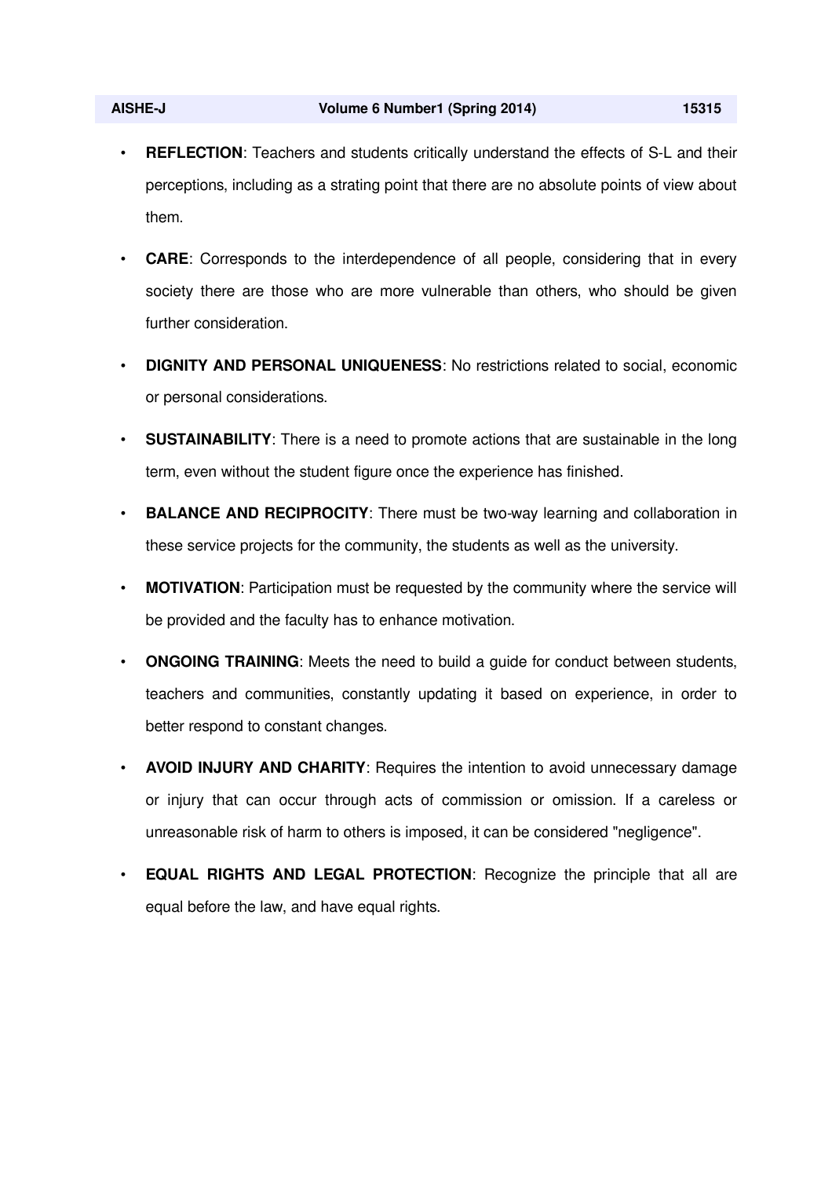- **REFLECTION**: Teachers and students critically understand the effects of S-L and their perceptions, including as a strating point that there are no absolute points of view about them.

- **CARE**: Corresponds to the interdependence of all people, considering that in every society there are those who are more vulnerable than others, who should be given further consideration.

- **DIGNITY AND PERSONAL UNIQUENESS**: No restrictions related to social, economic or personal considerations.

- **SUSTAINABILITY**: There is a need to promote actions that are sustainable in the long term, even without the student figure once the experience has finished.

- **BALANCE AND RECIPROCITY**: There must be two-way learning and collaboration in these service projects for the community, the students as well as the university.

- **MOTIVATION**: Participation must be requested by the community where the service will be provided and the faculty has to enhance motivation.

- **ONGOING TRAINING**: Meets the need to build a guide for conduct between students, teachers and communities, constantly updating it based on experience, in order to better respond to constant changes.

- **AVOID INJURY AND CHARITY**: Requires the intention to avoid unnecessary damage or injury that can occur through acts of commission or omission. If a careless or unreasonable risk of harm to others is imposed, it can be considered "negligence".

- **EQUAL RIGHTS AND LEGAL PROTECTION**: Recognize the principle that all are equal before the law, and have equal rights.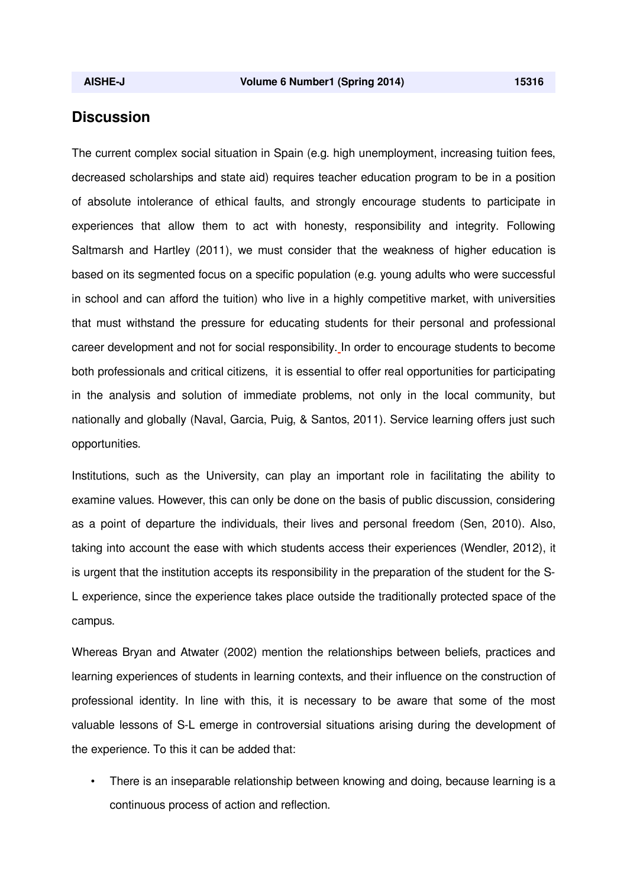## Discussion

The current complex social situation in Spain (e.g. high unemployment, increasing tuition fees, decreased scholarships and state aid) requires teacher education program to be in a position of absolute intolerance of ethical faults, and strongly encourage students to participate in experiences that allow them to act with honesty, responsibility and integrity. Following Saltmarsh and Hartley (2011), we must consider that the weakness of higher education is based on its segmented focus on a specific population (e.g. young adults who were successful in school and can afford the tuition) who live in a highly competitive market, with universities that must withstand the pressure for educating students for their personal and professional career development and not for social responsibility. In order to encourage students to become both professionals and critical citizens, it is essential to offer real opportunities for participating in the analysis and solution of immediate problems, not only in the local community, but nationally and globally (Naval, Garcia, Puig, & Santos, 2011). Service learning offers just such opportunities.

Institutions, such as the University, can play an important role in facilitating the ability to examine values. However, this can only be done on the basis of public discussion, considering as a point of departure the individuals, their lives and personal freedom (Sen, 2010). Also, taking into account the ease with which students access their experiences (Wendler, 2012), it is urgent that the institution accepts its responsibility in the preparation of the student for the S-L experience, since the experience takes place outside the traditionally protected space of the campus.

Whereas Bryan and Atwater (2002) mention the relationships between beliefs, practices and learning experiences of students in learning contexts, and their influence on the construction of professional identity. In line with this, it is necessary to be aware that some of the most valuable lessons of S-L emerge in controversial situations arising during the development of the experience. To this it can be added that:

- There is an inseparable relationship between knowing and doing, because learning is a continuous process of action and reflection.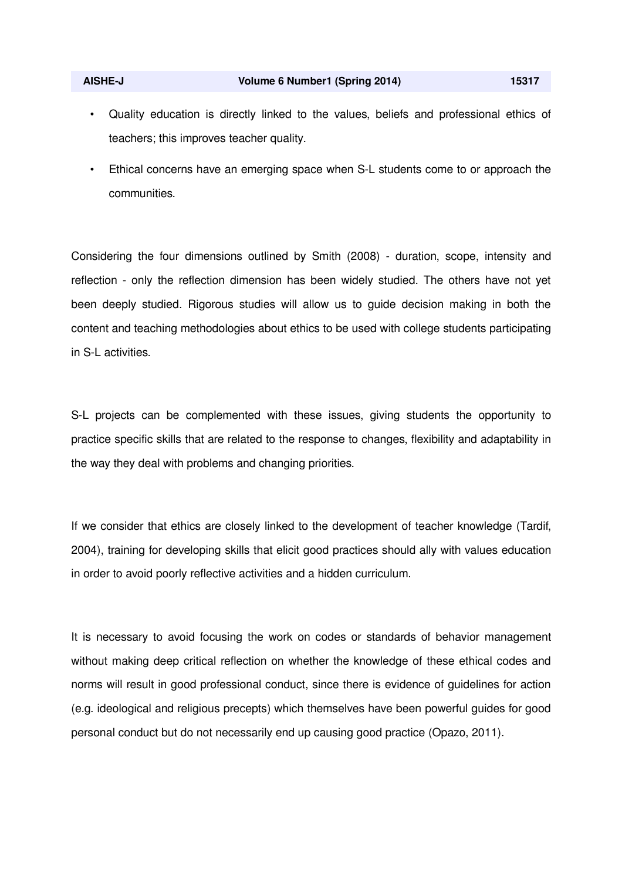- Quality education is directly linked to the values, beliefs and professional ethics of teachers; this improves teacher quality.
- Ethical concerns have an emerging space when S-L students come to or approach the communities.

Considering the four dimensions outlined by Smith (2008) - duration, scope, intensity and reflection - only the reflection dimension has been widely studied. The others have not yet been deeply studied. Rigorous studies will allow us to guide decision making in both the content and teaching methodologies about ethics to be used with college students participating in S-L activities.

S-L projects can be complemented with these issues, giving students the opportunity to practice specific skills that are related to the response to changes, flexibility and adaptability in the way they deal with problems and changing priorities.

If we consider that ethics are closely linked to the development of teacher knowledge (Tardif, 2004), training for developing skills that elicit good practices should ally with values education in order to avoid poorly reflective activities and a hidden curriculum.

It is necessary to avoid focusing the work on codes or standards of behavior management without making deep critical reflection on whether the knowledge of these ethical codes and norms will result in good professional conduct, since there is evidence of guidelines for action (e.g. ideological and religious precepts) which themselves have been powerful guides for good personal conduct but do not necessarily end up causing good practice (Opazo, 2011).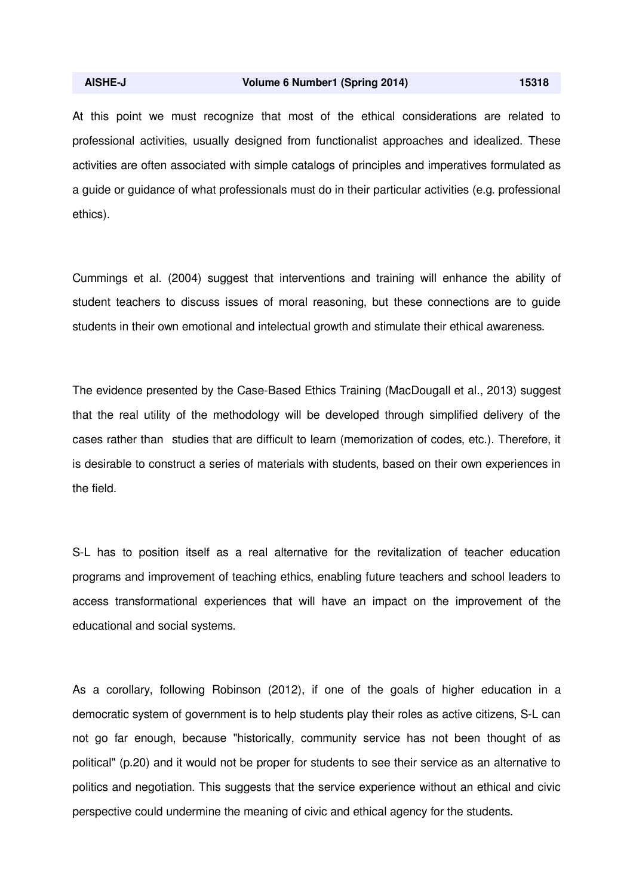At this point we must recognize that most of the ethical considerations are related to professional activities, usually designed from functionalist approaches and idealized. These activities are often associated with simple catalogs of principles and imperatives formulated as a guide or guidance of what professionals must do in their particular activities (e.g. professional ethics).

Cummings et al. (2004) suggest that interventions and training will enhance the ability of student teachers to discuss issues of moral reasoning, but these connections are to guide students in their own emotional and intelectual growth and stimulate their ethical awareness.

The evidence presented by the Case-Based Ethics Training (MacDougall et al., 2013) suggest that the real utility of the methodology will be developed through simplified delivery of the cases rather than studies that are difficult to learn (memorization of codes, etc.). Therefore, it is desirable to construct a series of materials with students, based on their own experiences in the field.

S-L has to position itself as a real alternative for the revitalization of teacher education programs and improvement of teaching ethics, enabling future teachers and school leaders to access transformational experiences that will have an impact on the improvement of the educational and social systems.

As a corollary, following Robinson (2012), if one of the goals of higher education in a democratic system of government is to help students play their roles as active citizens, S-L can not go far enough, because "historically, community service has not been thought of as political" (p.20) and it would not be proper for students to see their service as an alternative to politics and negotiation. This suggests that the service experience without an ethical and civic perspective could undermine the meaning of civic and ethical agency for the students.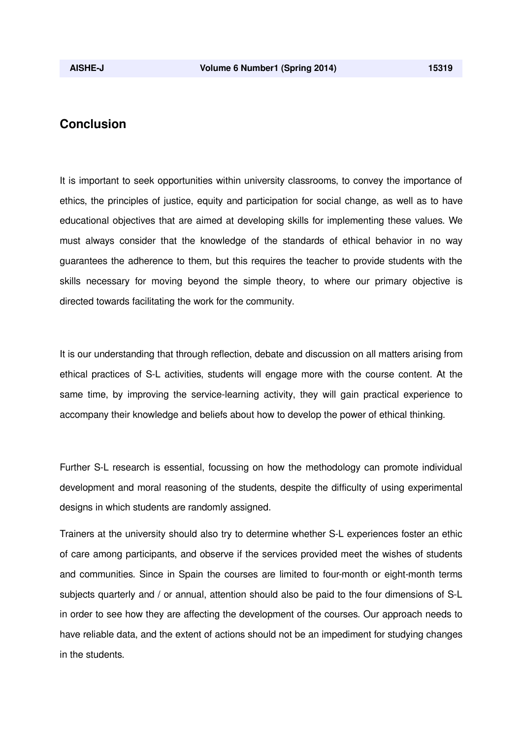## Conclusion

It is important to seek opportunities within university classrooms, to convey the importance of ethics, the principles of justice, equity and participation for social change, as well as to have educational objectives that are aimed at developing skills for implementing these values. We must always consider that the knowledge of the standards of ethical behavior in no way guarantees the adherence to them, but this requires the teacher to provide students with the skills necessary for moving beyond the simple theory, to where our primary objective is directed towards facilitating the work for the community.

It is our understanding that through reflection, debate and discussion on all matters arising from ethical practices of S-L activities, students will engage more with the course content. At the same time, by improving the service-learning activity, they will gain practical experience to accompany their knowledge and beliefs about how to develop the power of ethical thinking.

Further S-L research is essential, focussing on how the methodology can promote individual development and moral reasoning of the students, despite the difficulty of using experimental designs in which students are randomly assigned.

Trainers at the university should also try to determine whether S-L experiences foster an ethic of care among participants, and observe if the services provided meet the wishes of students and communities. Since in Spain the courses are limited to four-month or eight-month terms subjects quarterly and / or annual, attention should also be paid to the four dimensions of S-L in order to see how they are affecting the development of the courses. Our approach needs to have reliable data, and the extent of actions should not be an impediment for studying changes in the students.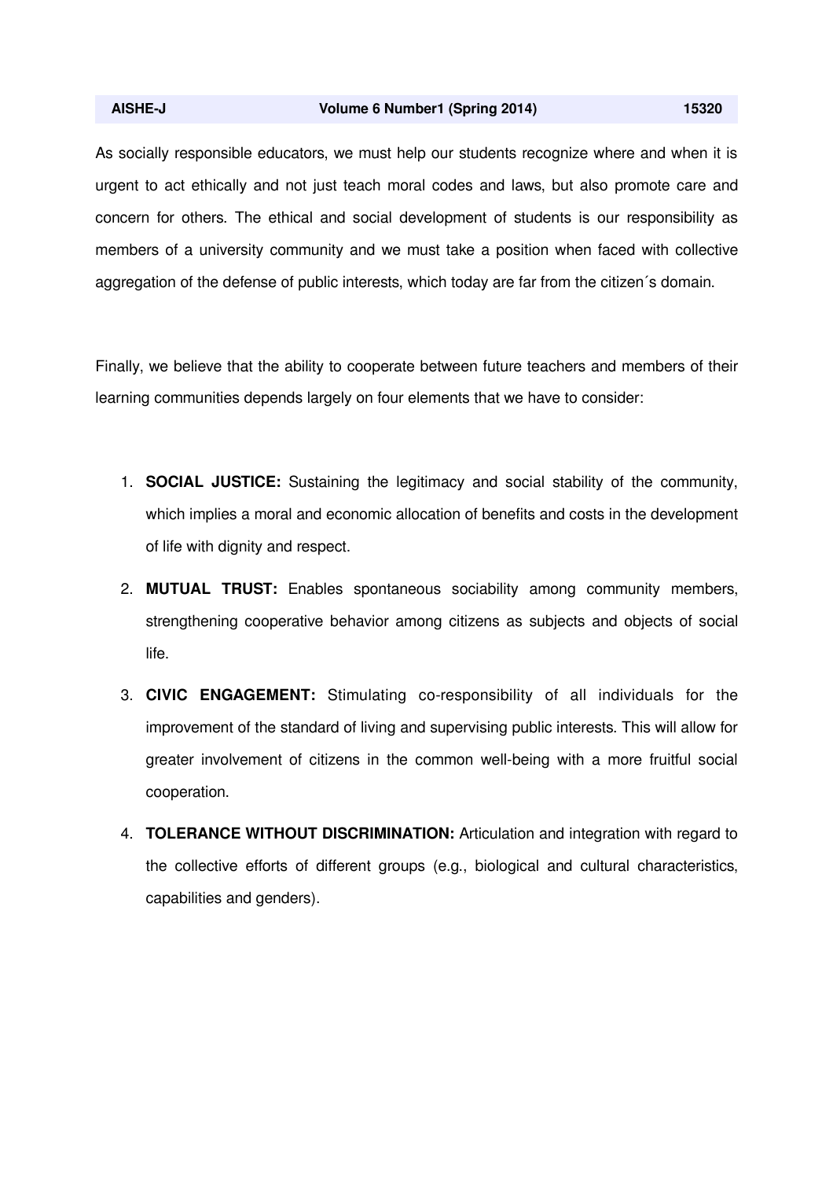As socially responsible educators, we must help our students recognize where and when it is urgent to act ethically and not just teach moral codes and laws, but also promote care and concern for others. The ethical and social development of students is our responsibility as members of a university community and we must take a position when faced with collective aggregation of the defense of public interests, which today are far from the citizen´s domain.

Finally, we believe that the ability to cooperate between future teachers and members of their learning communities depends largely on four elements that we have to consider:

1. **SOCIAL JUSTICE:** Sustaining the legitimacy and social stability of the community, which implies a moral and economic allocation of benefits and costs in the development of life with dignity and respect.
2. **MUTUAL TRUST:** Enables spontaneous sociability among community members, strengthening cooperative behavior among citizens as subjects and objects of social life.
3. **CIVIC ENGAGEMENT:** Stimulating co-responsibility of all individuals for the improvement of the standard of living and supervising public interests. This will allow for greater involvement of citizens in the common well-being with a more fruitful social cooperation.
4. **TOLERANCE WITHOUT DISCRIMINATION:** Articulation and integration with regard to the collective efforts of different groups (e.g., biological and cultural characteristics, capabilities and genders).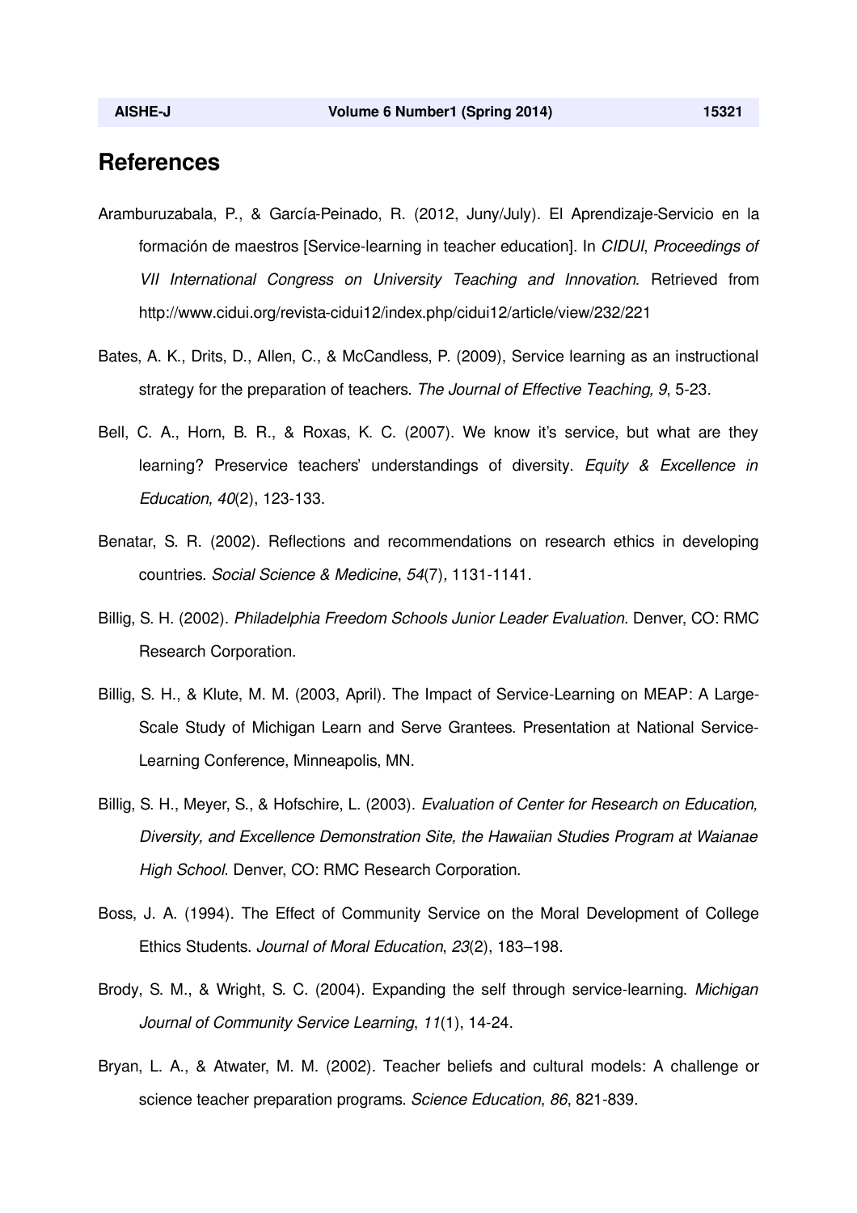## References

Aramburuzabala, P., & García-Peinado, R. (2012, Juny/July). El Aprendizaje-Servicio en la formación de maestros [Service-learning in teacher education]. In *CIDUI*, *Proceedings of VII International Congress on University Teaching and Innovation.* Retrieved from http://www.cidui.org/revista-cidui12/index.php/cidui12/article/view/232/221

Bates, A. K., Drits, D., Allen, C., & McCandless, P. (2009), Service learning as an instructional strategy for the preparation of teachers. *The Journal of Effective Teaching, 9*, 5-23.

Bell, C. A., Horn, B. R., & Roxas, K. C. (2007). We know it's service, but what are they learning? Preservice teachers' understandings of diversity. *Equity & Excellence in Education, 40*(2), 123-133.

Benatar, S. R. (2002). Reflections and recommendations on research ethics in developing countries. *Social Science & Medicine*, *54*(7)*,* 1131-1141.

Billig, S. H. (2002). *Philadelphia Freedom Schools Junior Leader Evaluation*. Denver, CO: RMC Research Corporation.

Billig, S. H., & Klute, M. M. (2003, April). The Impact of Service-Learning on MEAP: A Large-Scale Study of Michigan Learn and Serve Grantees. Presentation at National Service-Learning Conference, Minneapolis, MN.

Billig, S. H., Meyer, S., & Hofschire, L. (2003). *Evaluation of Center for Research on Education, Diversity, and Excellence Demonstration Site, the Hawaiian Studies Program at Waianae High School*. Denver, CO: RMC Research Corporation.

Boss, J. A. (1994). The Effect of Community Service on the Moral Development of College Ethics Students. *Journal of Moral Education*, *23*(2), 183–198.

Brody, S. M., & Wright, S. C. (2004). Expanding the self through service-learning. *Michigan Journal of Community Service Learning*, *11*(1), 14-24.

Bryan, L. A., & Atwater, M. M. (2002). Teacher beliefs and cultural models: A challenge or science teacher preparation programs. *Science Education*, *86*, 821-839.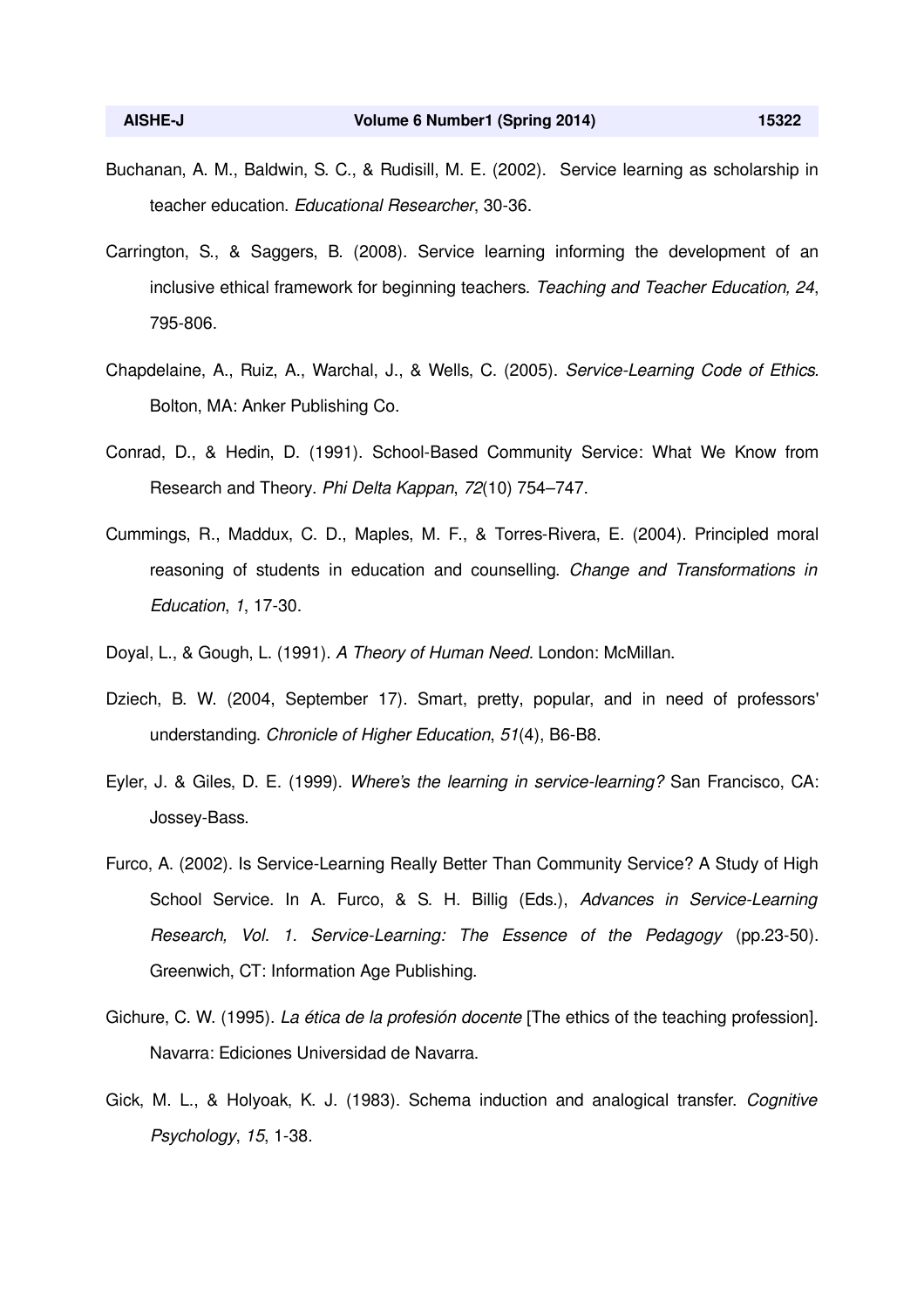Buchanan, A. M., Baldwin, S. C., & Rudisill, M. E. (2002). Service learning as scholarship in teacher education. *Educational Researcher*, 30-36.

Carrington, S., & Saggers, B. (2008). Service learning informing the development of an inclusive ethical framework for beginning teachers. *Teaching and Teacher Education, 24*, 795-806.

Chapdelaine, A., Ruiz, A., Warchal, J., & Wells, C. (2005). *Service-Learning Code of Ethics*. Bolton, MA: Anker Publishing Co.

Conrad, D., & Hedin, D. (1991). School-Based Community Service: What We Know from Research and Theory. *Phi Delta Kappan*, *72*(10) 754–747.

Cummings, R., Maddux, C. D., Maples, M. F., & Torres-Rivera, E. (2004). Principled moral reasoning of students in education and counselling. *Change and Transformations in Education*, *1*, 17-30.

Doyal, L., & Gough, L. (1991). *A Theory of Human Need.* London: McMillan.

Dziech, B. W. (2004, September 17). Smart, pretty, popular, and in need of professors' understanding. *Chronicle of Higher Education*, *51*(4), B6-B8.

Eyler, J. & Giles, D. E. (1999). *Where's the learning in service-learning?* San Francisco, CA: Jossey-Bass.

Furco, A. (2002). Is Service-Learning Really Better Than Community Service? A Study of High School Service. In A. Furco, & S. H. Billig (Eds.), *Advances in Service-Learning Research, Vol. 1. Service-Learning: The Essence of the Pedagogy* (pp.23-50). Greenwich, CT: Information Age Publishing.

Gichure, C. W. (1995). *La ética de la profesión docente* [The ethics of the teaching profession]. Navarra: Ediciones Universidad de Navarra.

Gick, M. L., & Holyoak, K. J. (1983). Schema induction and analogical transfer. *Cognitive Psychology*, *15*, 1-38.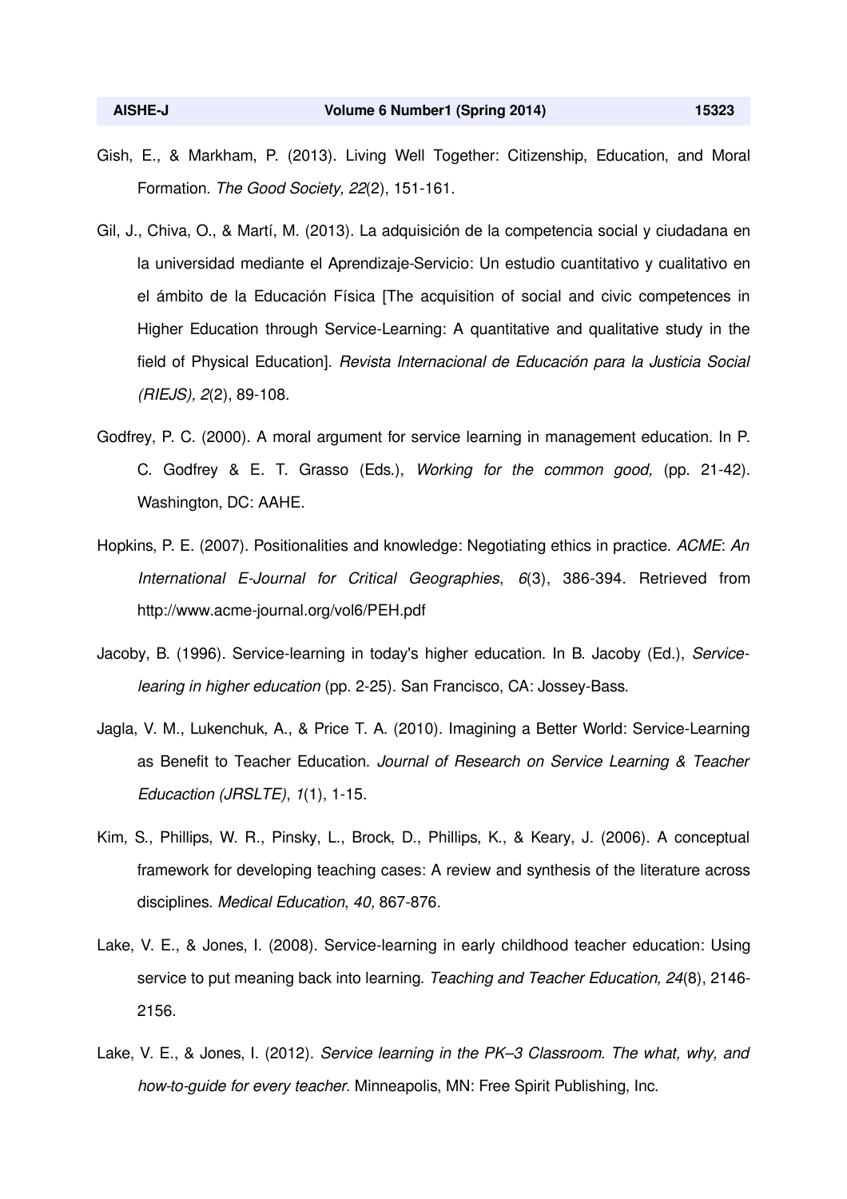Gish, E., & Markham, P. (2013). Living Well Together: Citizenship, Education, and Moral Formation. *The Good Society, 22*(2), 151-161.

Gil, J., Chiva, O., & Martí, M. (2013). La adquisición de la competencia social y ciudadana en la universidad mediante el Aprendizaje-Servicio: Un estudio cuantitativo y cualitativo en el ámbito de la Educación Física [The acquisition of social and civic competences in Higher Education through Service-Learning: A quantitative and qualitative study in the field of Physical Education]. *Revista Internacional de Educación para la Justicia Social (RIEJS), 2*(2), 89-108.

Godfrey, P. C. (2000). A moral argument for service learning in management education. In P. C. Godfrey & E. T. Grasso (Eds.), *Working for the common good,* (pp. 21-42). Washington, DC: AAHE.

Hopkins, P. E. (2007). Positionalities and knowledge: Negotiating ethics in practice. *ACME*: *An International E-Journal for Critical Geographies*, *6*(3), 386-394. Retrieved from http://www.acme-journal.org/vol6/PEH.pdf

Jacoby, B. (1996). Service-learning in today's higher education. In B. Jacoby (Ed.), *Service-learing in higher education* (pp. 2-25). San Francisco, CA: Jossey-Bass.

Jagla, V. M., Lukenchuk, A., & Price T. A. (2010). Imagining a Better World: Service-Learning as Benefit to Teacher Education. *Journal of Research on Service Learning & Teacher Educaction (JRSLTE)*, *1*(1), 1-15.

Kim, S., Phillips, W. R., Pinsky, L., Brock, D., Phillips, K., & Keary, J. (2006). A conceptual framework for developing teaching cases: A review and synthesis of the literature across disciplines. *Medical Education*, *40,* 867-876.

Lake, V. E., & Jones, I. (2008). Service-learning in early childhood teacher education: Using service to put meaning back into learning. *Teaching and Teacher Education, 24*(8), 2146-2156.

Lake, V. E., & Jones, I. (2012). *Service learning in the PK–3 Classroom. The what, why, and how-to-guide for every teacher*. Minneapolis, MN: Free Spirit Publishing, Inc.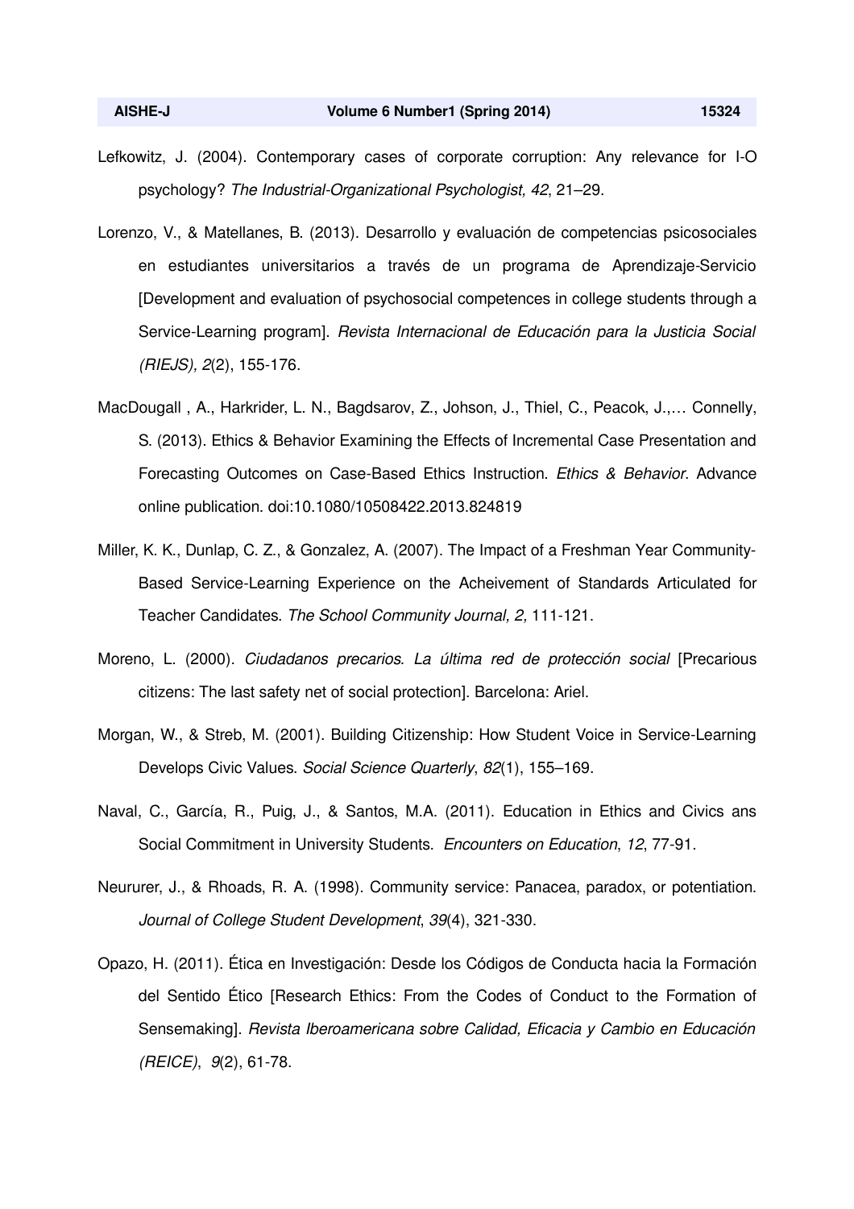Lefkowitz, J. (2004). Contemporary cases of corporate corruption: Any relevance for I-O psychology? *The Industrial-Organizational Psychologist, 42*, 21–29.

Lorenzo, V., & Matellanes, B. (2013). Desarrollo y evaluación de competencias psicosociales en estudiantes universitarios a través de un programa de Aprendizaje-Servicio [Development and evaluation of psychosocial competences in college students through a Service-Learning program]. *Revista Internacional de Educación para la Justicia Social (RIEJS), 2*(2), 155-176.

MacDougall , A., Harkrider, L. N., Bagdsarov, Z., Johson, J., Thiel, C., Peacok, J.,… Connelly, S. (2013). Ethics & Behavior Examining the Effects of Incremental Case Presentation and Forecasting Outcomes on Case-Based Ethics Instruction. *Ethics & Behavior*. Advance online publication. doi:10.1080/10508422.2013.824819

Miller, K. K., Dunlap, C. Z., & Gonzalez, A. (2007). The Impact of a Freshman Year Community-Based Service-Learning Experience on the Acheivement of Standards Articulated for Teacher Candidates. *The School Community Journal, 2,* 111-121.

Moreno, L. (2000). *Ciudadanos precarios. La última red de protección social* [Precarious citizens: The last safety net of social protection]. Barcelona: Ariel.

Morgan, W., & Streb, M. (2001). Building Citizenship: How Student Voice in Service-Learning Develops Civic Values. *Social Science Quarterly*, *82*(1), 155–169.

Naval, C., García, R., Puig, J., & Santos, M.A. (2011). Education in Ethics and Civics ans Social Commitment in University Students. *Encounters on Education*, *12*, 77-91.

Neururer, J., & Rhoads, R. A. (1998). Community service: Panacea, paradox, or potentiation. *Journal of College Student Development*, *39*(4), 321-330.

Opazo, H. (2011). Ética en Investigación: Desde los Códigos de Conducta hacia la Formación del Sentido Ético [Research Ethics: From the Codes of Conduct to the Formation of Sensemaking]. *Revista Iberoamericana sobre Calidad, Eficacia y Cambio en Educación (REICE)*, *9*(2), 61-78.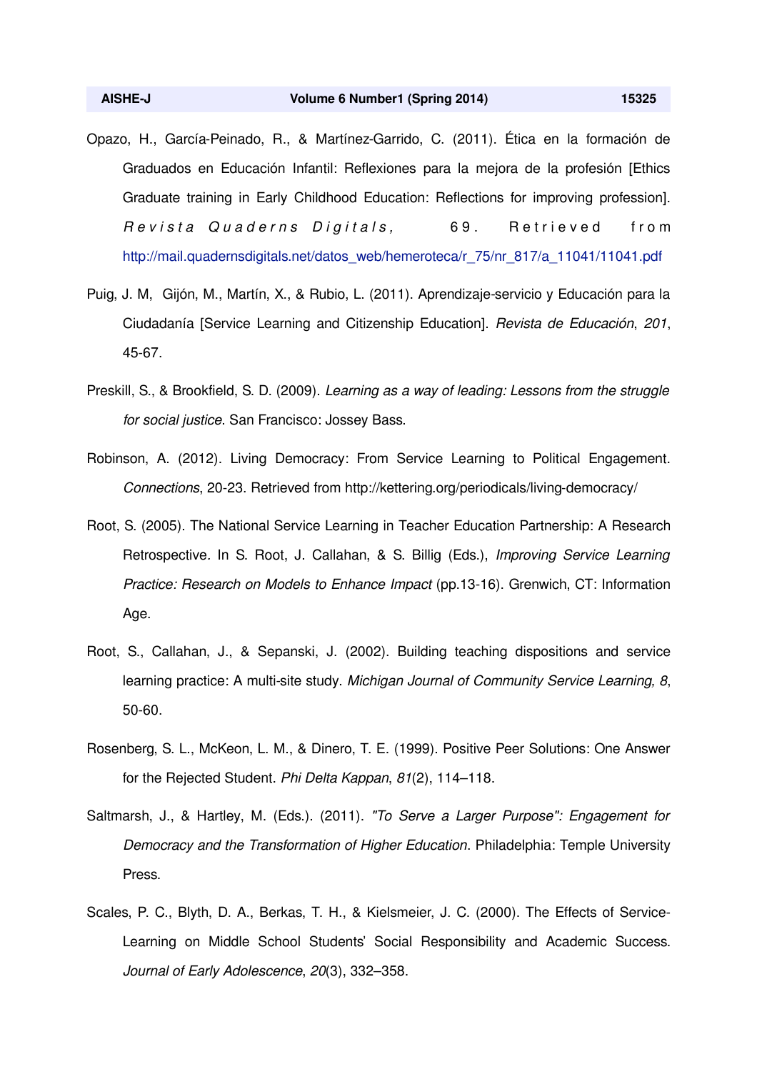Opazo, H., García-Peinado, R., & Martínez-Garrido, C. (2011). Ética en la formación de Graduados en Educación Infantil: Reflexiones para la mejora de la profesión [Ethics Graduate training in Early Childhood Education: Reflections for improving profession]. *Revista Quaderns Digitals*, 69. Retrieved from http://mail.quadernsdigitals.net/datos_web/hemeroteca/r_75/nr_817/a_11041/11041.pdf

Puig, J. M, Gijón, M., Martín, X., & Rubio, L. (2011). Aprendizaje-servicio y Educación para la Ciudadanía [Service Learning and Citizenship Education]. *Revista de Educación*, *201*, 45-67.

Preskill, S., & Brookfield, S. D. (2009). *Learning as a way of leading: Lessons from the struggle for social justice*. San Francisco: Jossey Bass.

Robinson, A. (2012). Living Democracy: From Service Learning to Political Engagement. *Connections*, 20-23. Retrieved from http://kettering.org/periodicals/living-democracy/

Root, S. (2005). The National Service Learning in Teacher Education Partnership: A Research Retrospective. In S. Root, J. Callahan, & S. Billig (Eds.), *Improving Service Learning Practice: Research on Models to Enhance Impact* (pp.13-16). Grenwich, CT: Information Age.

Root, S., Callahan, J., & Sepanski, J. (2002). Building teaching dispositions and service learning practice: A multi-site study. *Michigan Journal of Community Service Learning, 8*, 50-60.

Rosenberg, S. L., McKeon, L. M., & Dinero, T. E. (1999). Positive Peer Solutions: One Answer for the Rejected Student. *Phi Delta Kappan*, *81*(2), 114–118.

Saltmarsh, J., & Hartley, M. (Eds.). (2011). *"To Serve a Larger Purpose": Engagement for Democracy and the Transformation of Higher Education*. Philadelphia: Temple University Press.

Scales, P. C., Blyth, D. A., Berkas, T. H., & Kielsmeier, J. C. (2000). The Effects of Service-Learning on Middle School Students' Social Responsibility and Academic Success. *Journal of Early Adolescence*, *20*(3), 332–358.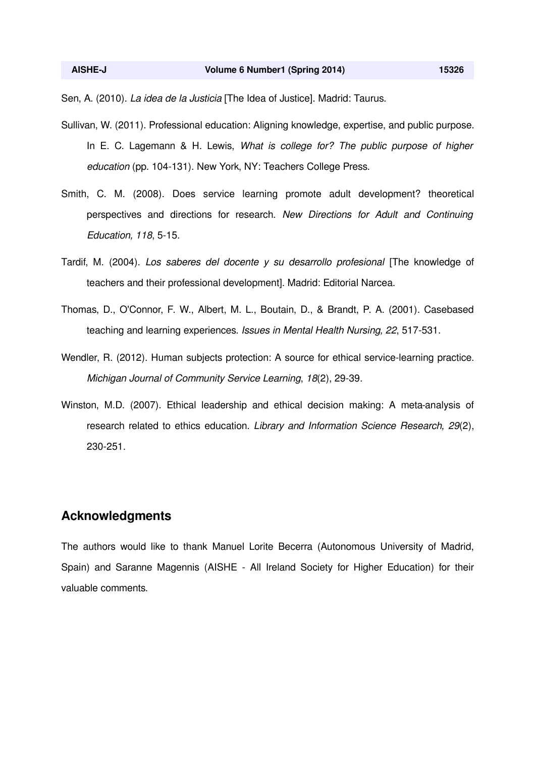Sen, A. (2010). *La idea de la Justicia* [The Idea of Justice]. Madrid: Taurus.

Sullivan, W. (2011). Professional education: Aligning knowledge, expertise, and public purpose. In E. C. Lagemann & H. Lewis, *What is college for? The public purpose of higher education* (pp. 104-131). New York, NY: Teachers College Press.

Smith, C. M. (2008). Does service learning promote adult development? theoretical perspectives and directions for research. *New Directions for Adult and Continuing Education, 118*, 5-15.

Tardif, M. (2004). *Los saberes del docente y su desarrollo profesional* [The knowledge of teachers and their professional development]. Madrid: Editorial Narcea.

Thomas, D., O'Connor, F. W., Albert, M. L., Boutain, D., & Brandt, P. A. (2001). Casebased teaching and learning experiences. *Issues in Mental Health Nursing, 22*, 517-531.

Wendler, R. (2012). Human subjects protection: A source for ethical service-learning practice. *Michigan Journal of Community Service Learning*, *18*(2), 29-39.

Winston, M.D. (2007). Ethical leadership and ethical decision making: A meta-analysis of research related to ethics education. *Library and Information Science Research, 29*(2), 230-251.

## Acknowledgments

The authors would like to thank Manuel Lorite Becerra (Autonomous University of Madrid, Spain) and Saranne Magennis (AISHE - All Ireland Society for Higher Education) for their valuable comments.